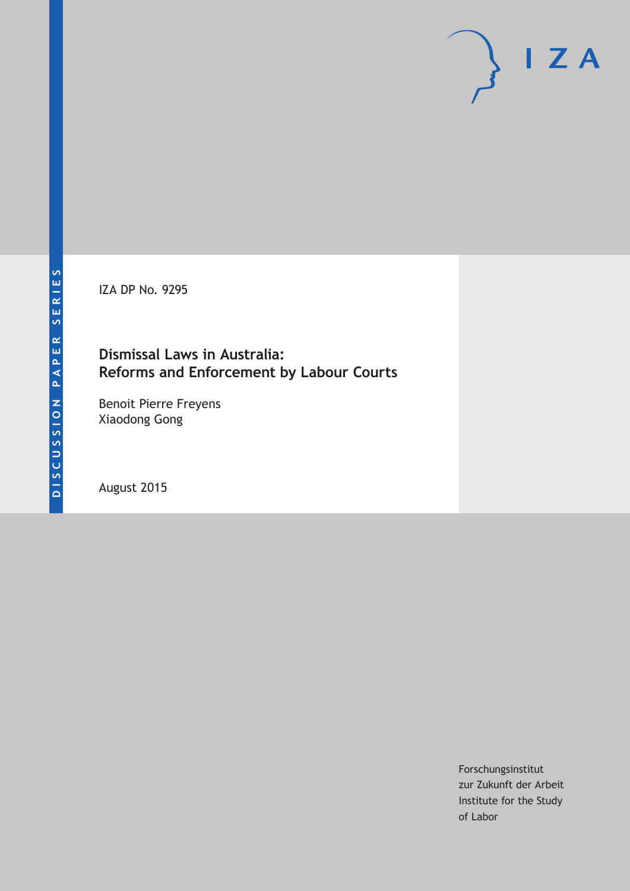IZA DP No. 9295

# Dismissal Laws in Australia: Reforms and Enforcement by Labour Courts

Benoit Pierre Freyens
Xiaodong Gong

August 2015

Forschungsinstitut
zur Zukunft der Arbeit
Institute for the Study
of Labor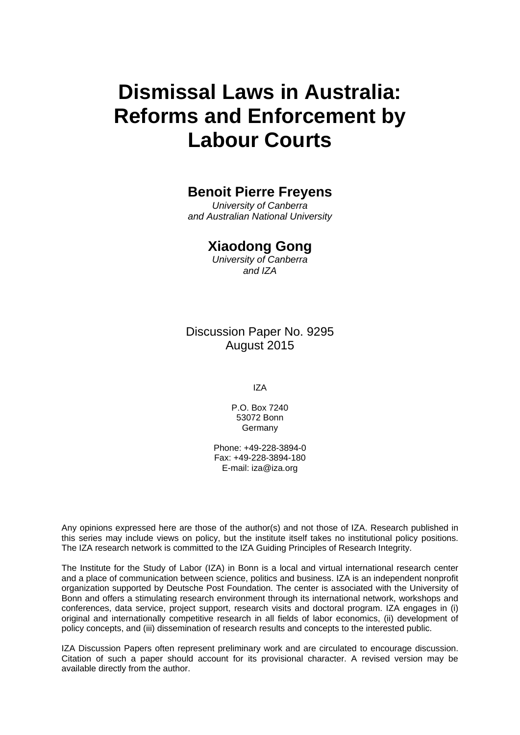# Dismissal Laws in Australia: Reforms and Enforcement by Labour Courts

**Benoit Pierre Freyens**
*University of Canberra*
*and Australian National University*

**Xiaodong Gong**
*University of Canberra*
*and IZA*

Discussion Paper No. 9295
August 2015

IZA

P.O. Box 7240
53072 Bonn
Germany

Phone: +49-228-3894-0
Fax: +49-228-3894-180
E-mail: iza@iza.org

Any opinions expressed here are those of the author(s) and not those of IZA. Research published in this series may include views on policy, but the institute itself takes no institutional policy positions. The IZA research network is committed to the IZA Guiding Principles of Research Integrity.

The Institute for the Study of Labor (IZA) in Bonn is a local and virtual international research center and a place of communication between science, politics and business. IZA is an independent nonprofit organization supported by Deutsche Post Foundation. The center is associated with the University of Bonn and offers a stimulating research environment through its international network, workshops and conferences, data service, project support, research visits and doctoral program. IZA engages in (i) original and internationally competitive research in all fields of labor economics, (ii) development of policy concepts, and (iii) dissemination of research results and concepts to the interested public.

IZA Discussion Papers often represent preliminary work and are circulated to encourage discussion. Citation of such a paper should account for its provisional character. A revised version may be available directly from the author.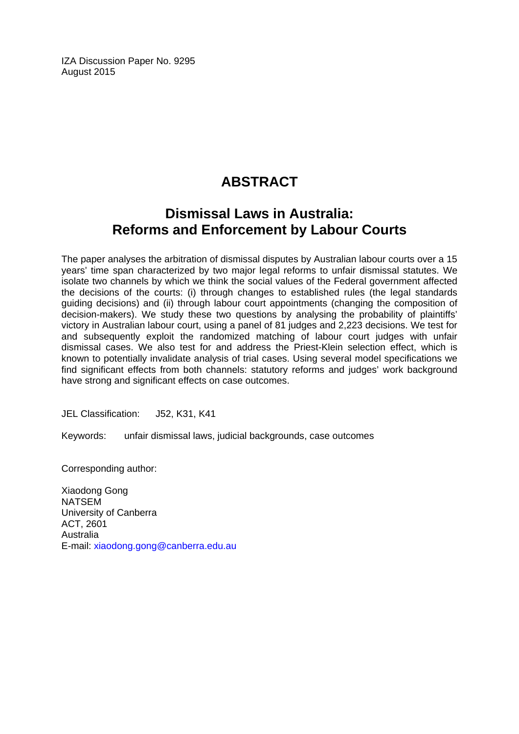IZA Discussion Paper No. 9295
August 2015

# ABSTRACT

## Dismissal Laws in Australia: Reforms and Enforcement by Labour Courts

The paper analyses the arbitration of dismissal disputes by Australian labour courts over a 15 years' time span characterized by two major legal reforms to unfair dismissal statutes. We isolate two channels by which we think the social values of the Federal government affected the decisions of the courts: (i) through changes to established rules (the legal standards guiding decisions) and (ii) through labour court appointments (changing the composition of decision-makers). We study these two questions by analysing the probability of plaintiffs' victory in Australian labour court, using a panel of 81 judges and 2,223 decisions. We test for and subsequently exploit the randomized matching of labour court judges with unfair dismissal cases. We also test for and address the Priest-Klein selection effect, which is known to potentially invalidate analysis of trial cases. Using several model specifications we find significant effects from both channels: statutory reforms and judges' work background have strong and significant effects on case outcomes.

JEL Classification: J52, K31, K41

Keywords: unfair dismissal laws, judicial backgrounds, case outcomes

Corresponding author:

Xiaodong Gong
NATSEM
University of Canberra
ACT, 2601
Australia
E-mail: xiaodong.gong@canberra.edu.au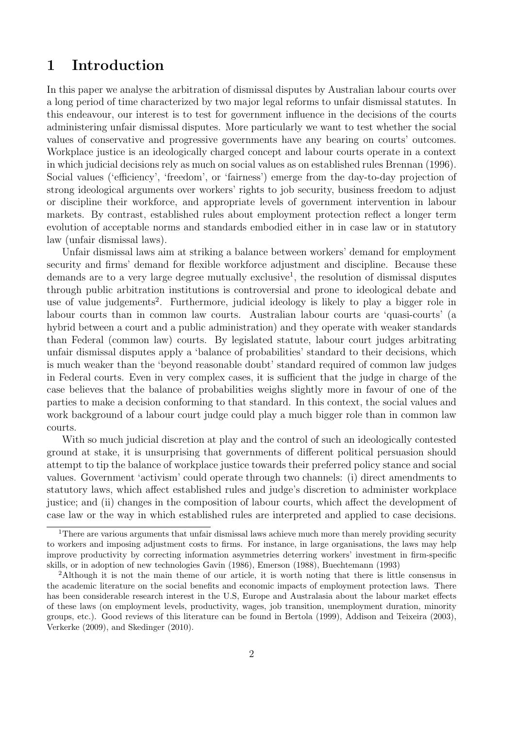# 1 Introduction

In this paper we analyse the arbitration of dismissal disputes by Australian labour courts over a long period of time characterized by two major legal reforms to unfair dismissal statutes. In this endeavour, our interest is to test for government influence in the decisions of the courts administering unfair dismissal disputes. More particularly we want to test whether the social values of conservative and progressive governments have any bearing on courts' outcomes. Workplace justice is an ideologically charged concept and labour courts operate in a context in which judicial decisions rely as much on social values as on established rules Brennan (1996). Social values ('efficiency', 'freedom', or 'fairness') emerge from the day-to-day projection of strong ideological arguments over workers' rights to job security, business freedom to adjust or discipline their workforce, and appropriate levels of government intervention in labour markets. By contrast, established rules about employment protection reflect a longer term evolution of acceptable norms and standards embodied either in in case law or in statutory law (unfair dismissal laws).

Unfair dismissal laws aim at striking a balance between workers' demand for employment security and firms' demand for flexible workforce adjustment and discipline. Because these demands are to a very large degree mutually exclusive[1], the resolution of dismissal disputes through public arbitration institutions is controversial and prone to ideological debate and use of value judgements[2]. Furthermore, judicial ideology is likely to play a bigger role in labour courts than in common law courts. Australian labour courts are 'quasi-courts' (a hybrid between a court and a public administration) and they operate with weaker standards than Federal (common law) courts. By legislated statute, labour court judges arbitrating unfair dismissal disputes apply a 'balance of probabilities' standard to their decisions, which is much weaker than the 'beyond reasonable doubt' standard required of common law judges in Federal courts. Even in very complex cases, it is sufficient that the judge in charge of the case believes that the balance of probabilities weighs slightly more in favour of one of the parties to make a decision conforming to that standard. In this context, the social values and work background of a labour court judge could play a much bigger role than in common law courts.

With so much judicial discretion at play and the control of such an ideologically contested ground at stake, it is unsurprising that governments of different political persuasion should attempt to tip the balance of workplace justice towards their preferred policy stance and social values. Government 'activism' could operate through two channels: (i) direct amendments to statutory laws, which affect established rules and judge's discretion to administer workplace justice; and (ii) changes in the composition of labour courts, which affect the development of case law or the way in which established rules are interpreted and applied to case decisions.

[1] There are various arguments that unfair dismissal laws achieve much more than merely providing security to workers and imposing adjustment costs to firms. For instance, in large organisations, the laws may help improve productivity by correcting information asymmetries deterring workers' investment in firm-specific skills, or in adoption of new technologies Gavin (1986), Emerson (1988), Buechtemann (1993)

[2] Although it is not the main theme of our article, it is worth noting that there is little consensus in the academic literature on the social benefits and economic impacts of employment protection laws. There has been considerable research interest in the U.S, Europe and Australasia about the labour market effects of these laws (on employment levels, productivity, wages, job transition, unemployment duration, minority groups, etc.). Good reviews of this literature can be found in Bertola (1999), Addison and Teixeira (2003), Verkerke (2009), and Skedinger (2010).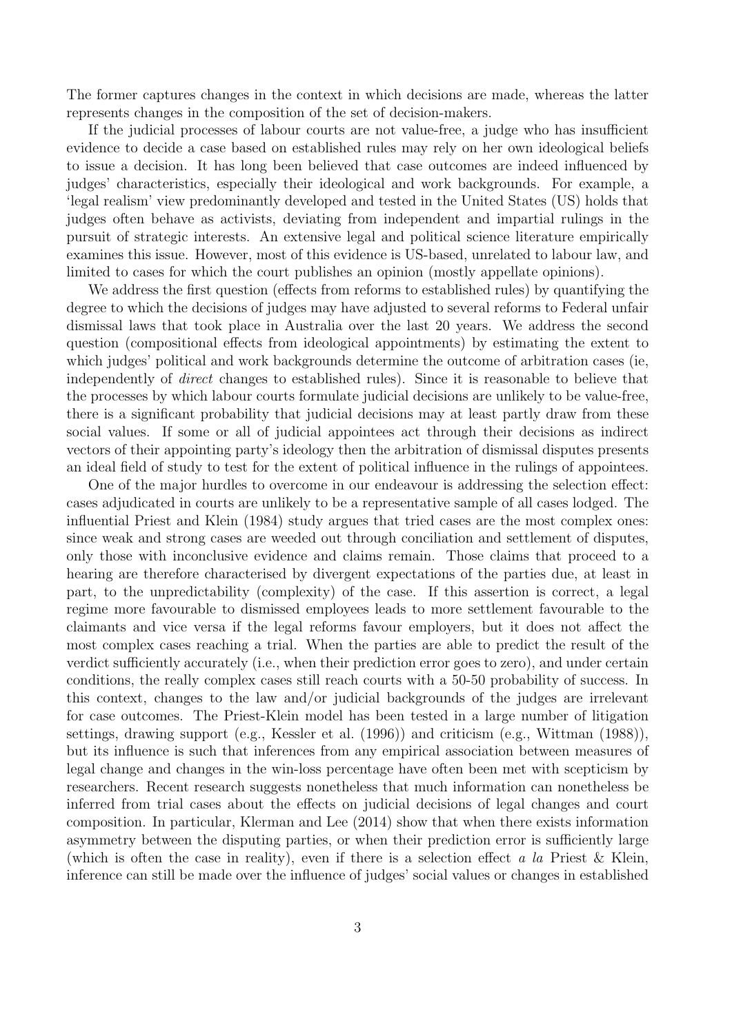The former captures changes in the context in which decisions are made, whereas the latter represents changes in the composition of the set of decision-makers.

If the judicial processes of labour courts are not value-free, a judge who has insufficient evidence to decide a case based on established rules may rely on her own ideological beliefs to issue a decision. It has long been believed that case outcomes are indeed influenced by judges' characteristics, especially their ideological and work backgrounds. For example, a 'legal realism' view predominantly developed and tested in the United States (US) holds that judges often behave as activists, deviating from independent and impartial rulings in the pursuit of strategic interests. An extensive legal and political science literature empirically examines this issue. However, most of this evidence is US-based, unrelated to labour law, and limited to cases for which the court publishes an opinion (mostly appellate opinions).

We address the first question (effects from reforms to established rules) by quantifying the degree to which the decisions of judges may have adjusted to several reforms to Federal unfair dismissal laws that took place in Australia over the last 20 years. We address the second question (compositional effects from ideological appointments) by estimating the extent to which judges' political and work backgrounds determine the outcome of arbitration cases (ie, independently of *direct* changes to established rules). Since it is reasonable to believe that the processes by which labour courts formulate judicial decisions are unlikely to be value-free, there is a significant probability that judicial decisions may at least partly draw from these social values. If some or all of judicial appointees act through their decisions as indirect vectors of their appointing party's ideology then the arbitration of dismissal disputes presents an ideal field of study to test for the extent of political influence in the rulings of appointees.

One of the major hurdles to overcome in our endeavour is addressing the selection effect: cases adjudicated in courts are unlikely to be a representative sample of all cases lodged. The influential Priest and Klein (1984) study argues that tried cases are the most complex ones: since weak and strong cases are weeded out through conciliation and settlement of disputes, only those with inconclusive evidence and claims remain. Those claims that proceed to a hearing are therefore characterised by divergent expectations of the parties due, at least in part, to the unpredictability (complexity) of the case. If this assertion is correct, a legal regime more favourable to dismissed employees leads to more settlement favourable to the claimants and vice versa if the legal reforms favour employers, but it does not affect the most complex cases reaching a trial. When the parties are able to predict the result of the verdict sufficiently accurately (i.e., when their prediction error goes to zero), and under certain conditions, the really complex cases still reach courts with a 50-50 probability of success. In this context, changes to the law and/or judicial backgrounds of the judges are irrelevant for case outcomes. The Priest-Klein model has been tested in a large number of litigation settings, drawing support (e.g., Kessler et al. (1996)) and criticism (e.g., Wittman (1988)), but its influence is such that inferences from any empirical association between measures of legal change and changes in the win-loss percentage have often been met with scepticism by researchers. Recent research suggests nonetheless that much information can nonetheless be inferred from trial cases about the effects on judicial decisions of legal changes and court composition. In particular, Klerman and Lee (2014) show that when there exists information asymmetry between the disputing parties, or when their prediction error is sufficiently large (which is often the case in reality), even if there is a selection effect *a la* Priest & Klein, inference can still be made over the influence of judges' social values or changes in established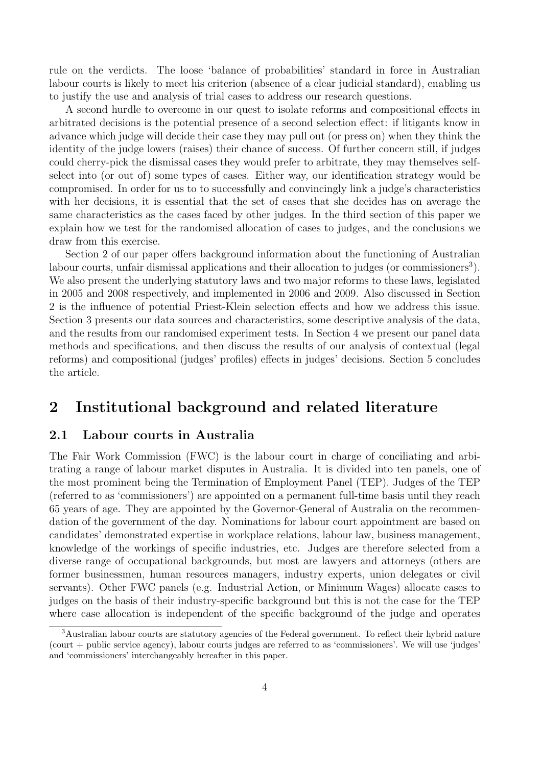rule on the verdicts. The loose 'balance of probabilities' standard in force in Australian labour courts is likely to meet his criterion (absence of a clear judicial standard), enabling us to justify the use and analysis of trial cases to address our research questions.

A second hurdle to overcome in our quest to isolate reforms and compositional effects in arbitrated decisions is the potential presence of a second selection effect: if litigants know in advance which judge will decide their case they may pull out (or press on) when they think the identity of the judge lowers (raises) their chance of success. Of further concern still, if judges could cherry-pick the dismissal cases they would prefer to arbitrate, they may themselves self-select into (or out of) some types of cases. Either way, our identification strategy would be compromised. In order for us to to successfully and convincingly link a judge's characteristics with her decisions, it is essential that the set of cases that she decides has on average the same characteristics as the cases faced by other judges. In the third section of this paper we explain how we test for the randomised allocation of cases to judges, and the conclusions we draw from this exercise.

Section 2 of our paper offers background information about the functioning of Australian labour courts, unfair dismissal applications and their allocation to judges (or commissioners[3]). We also present the underlying statutory laws and two major reforms to these laws, legislated in 2005 and 2008 respectively, and implemented in 2006 and 2009. Also discussed in Section 2 is the influence of potential Priest-Klein selection effects and how we address this issue. Section 3 presents our data sources and characteristics, some descriptive analysis of the data, and the results from our randomised experiment tests. In Section 4 we present our panel data methods and specifications, and then discuss the results of our analysis of contextual (legal reforms) and compositional (judges' profiles) effects in judges' decisions. Section 5 concludes the article.

## 2 Institutional background and related literature

### 2.1 Labour courts in Australia

The Fair Work Commission (FWC) is the labour court in charge of conciliating and arbitrating a range of labour market disputes in Australia. It is divided into ten panels, one of the most prominent being the Termination of Employment Panel (TEP). Judges of the TEP (referred to as 'commissioners') are appointed on a permanent full-time basis until they reach 65 years of age. They are appointed by the Governor-General of Australia on the recommendation of the government of the day. Nominations for labour court appointment are based on candidates' demonstrated expertise in workplace relations, labour law, business management, knowledge of the workings of specific industries, etc. Judges are therefore selected from a diverse range of occupational backgrounds, but most are lawyers and attorneys (others are former businessmen, human resources managers, industry experts, union delegates or civil servants). Other FWC panels (e.g. Industrial Action, or Minimum Wages) allocate cases to judges on the basis of their industry-specific background but this is not the case for the TEP where case allocation is independent of the specific background of the judge and operates

[3] Australian labour courts are statutory agencies of the Federal government. To reflect their hybrid nature (court + public service agency), labour courts judges are referred to as 'commissioners'. We will use 'judges' and 'commissioners' interchangeably hereafter in this paper.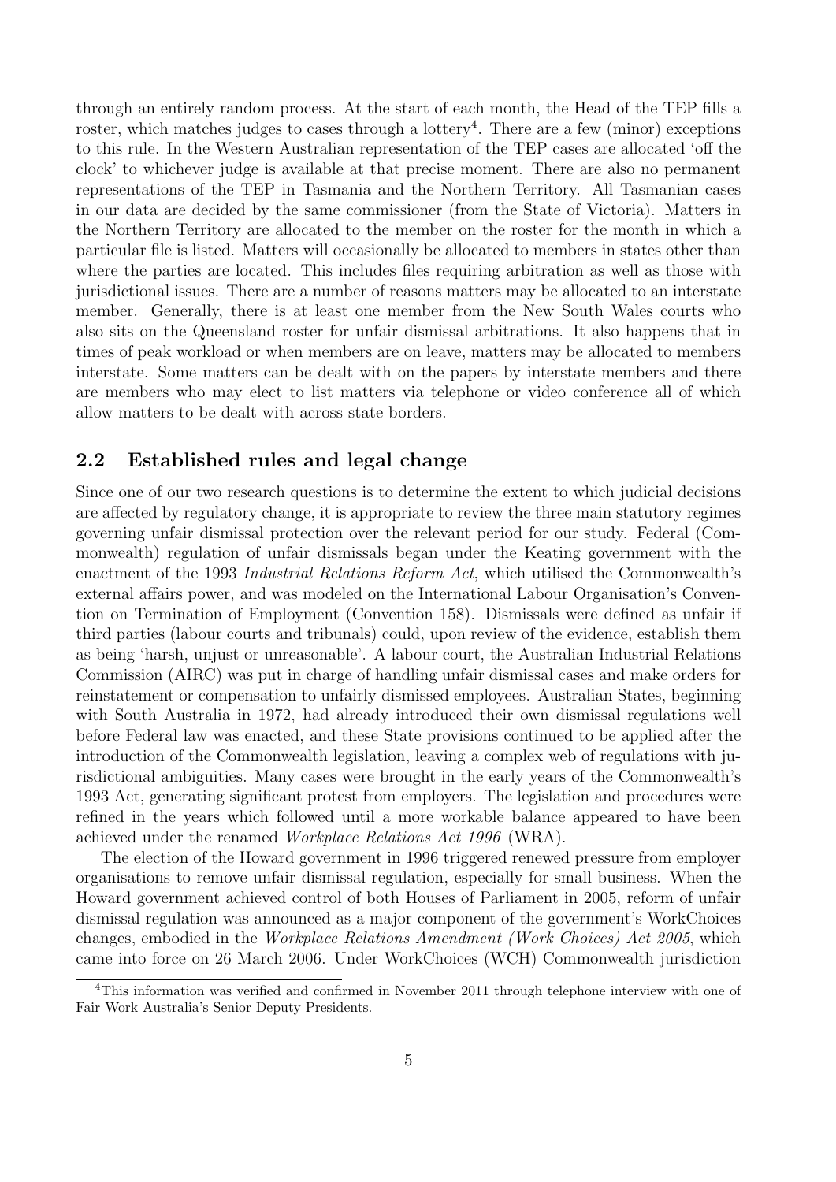through an entirely random process. At the start of each month, the Head of the TEP fills a roster, which matches judges to cases through a lottery[4]. There are a few (minor) exceptions to this rule. In the Western Australian representation of the TEP cases are allocated 'off the clock' to whichever judge is available at that precise moment. There are also no permanent representations of the TEP in Tasmania and the Northern Territory. All Tasmanian cases in our data are decided by the same commissioner (from the State of Victoria). Matters in the Northern Territory are allocated to the member on the roster for the month in which a particular file is listed. Matters will occasionally be allocated to members in states other than where the parties are located. This includes files requiring arbitration as well as those with jurisdictional issues. There are a number of reasons matters may be allocated to an interstate member. Generally, there is at least one member from the New South Wales courts who also sits on the Queensland roster for unfair dismissal arbitrations. It also happens that in times of peak workload or when members are on leave, matters may be allocated to members interstate. Some matters can be dealt with on the papers by interstate members and there are members who may elect to list matters via telephone or video conference all of which allow matters to be dealt with across state borders.

## 2.2 Established rules and legal change

Since one of our two research questions is to determine the extent to which judicial decisions are affected by regulatory change, it is appropriate to review the three main statutory regimes governing unfair dismissal protection over the relevant period for our study. Federal (Commonwealth) regulation of unfair dismissals began under the Keating government with the enactment of the 1993 *Industrial Relations Reform Act*, which utilised the Commonwealth's external affairs power, and was modeled on the International Labour Organisation's Convention on Termination of Employment (Convention 158). Dismissals were defined as unfair if third parties (labour courts and tribunals) could, upon review of the evidence, establish them as being 'harsh, unjust or unreasonable'. A labour court, the Australian Industrial Relations Commission (AIRC) was put in charge of handling unfair dismissal cases and make orders for reinstatement or compensation to unfairly dismissed employees. Australian States, beginning with South Australia in 1972, had already introduced their own dismissal regulations well before Federal law was enacted, and these State provisions continued to be applied after the introduction of the Commonwealth legislation, leaving a complex web of regulations with jurisdictional ambiguities. Many cases were brought in the early years of the Commonwealth's 1993 Act, generating significant protest from employers. The legislation and procedures were refined in the years which followed until a more workable balance appeared to have been achieved under the renamed *Workplace Relations Act 1996* (WRA).

The election of the Howard government in 1996 triggered renewed pressure from employer organisations to remove unfair dismissal regulation, especially for small business. When the Howard government achieved control of both Houses of Parliament in 2005, reform of unfair dismissal regulation was announced as a major component of the government's WorkChoices changes, embodied in the *Workplace Relations Amendment (Work Choices) Act 2005*, which came into force on 26 March 2006. Under WorkChoices (WCH) Commonwealth jurisdiction

[4]This information was verified and confirmed in November 2011 through telephone interview with one of Fair Work Australia's Senior Deputy Presidents.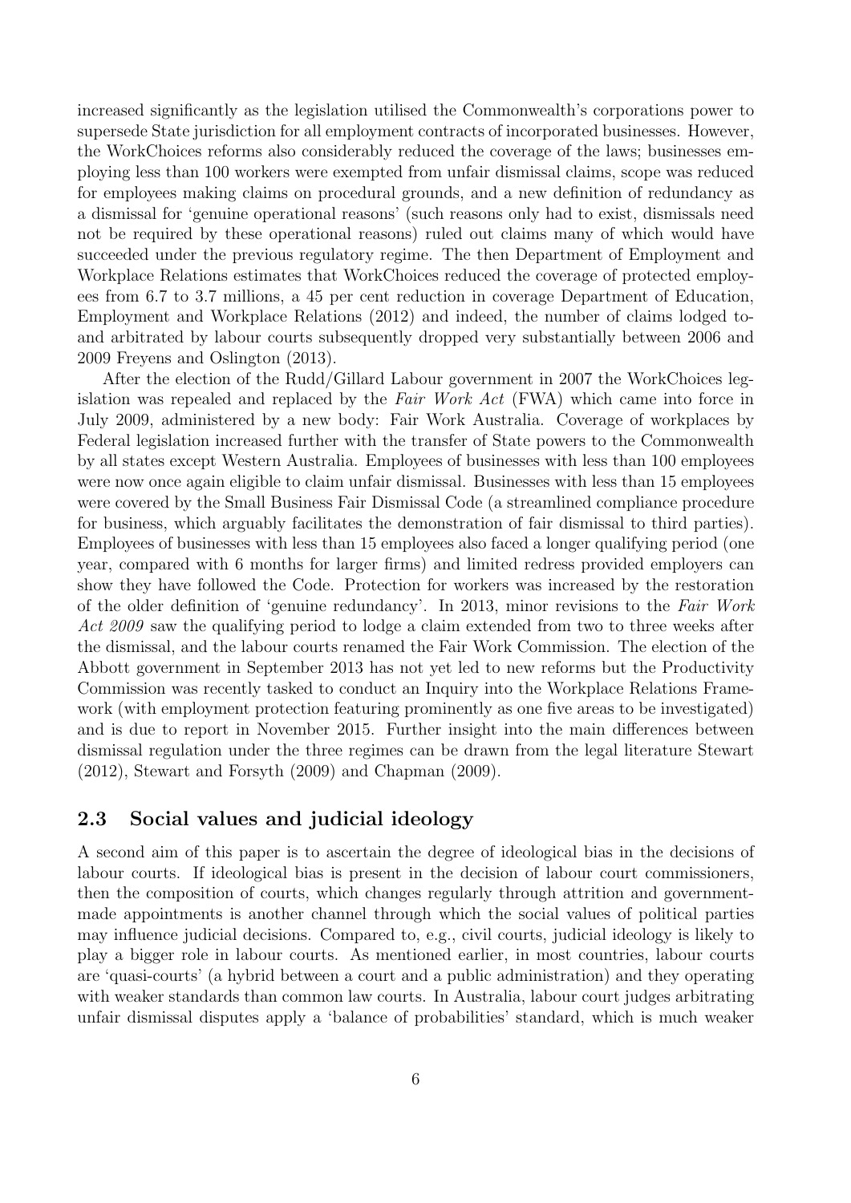increased significantly as the legislation utilised the Commonwealth's corporations power to supersede State jurisdiction for all employment contracts of incorporated businesses. However, the WorkChoices reforms also considerably reduced the coverage of the laws; businesses employing less than 100 workers were exempted from unfair dismissal claims, scope was reduced for employees making claims on procedural grounds, and a new definition of redundancy as a dismissal for 'genuine operational reasons' (such reasons only had to exist, dismissals need not be required by these operational reasons) ruled out claims many of which would have succeeded under the previous regulatory regime. The then Department of Employment and Workplace Relations estimates that WorkChoices reduced the coverage of protected employees from 6.7 to 3.7 millions, a 45 per cent reduction in coverage Department of Education, Employment and Workplace Relations (2012) and indeed, the number of claims lodged to- and arbitrated by labour courts subsequently dropped very substantially between 2006 and 2009 Freyens and Oslington (2013).

After the election of the Rudd/Gillard Labour government in 2007 the WorkChoices legislation was repealed and replaced by the *Fair Work Act* (FWA) which came into force in July 2009, administered by a new body: Fair Work Australia. Coverage of workplaces by Federal legislation increased further with the transfer of State powers to the Commonwealth by all states except Western Australia. Employees of businesses with less than 100 employees were now once again eligible to claim unfair dismissal. Businesses with less than 15 employees were covered by the Small Business Fair Dismissal Code (a streamlined compliance procedure for business, which arguably facilitates the demonstration of fair dismissal to third parties). Employees of businesses with less than 15 employees also faced a longer qualifying period (one year, compared with 6 months for larger firms) and limited redress provided employers can show they have followed the Code. Protection for workers was increased by the restoration of the older definition of 'genuine redundancy'. In 2013, minor revisions to the *Fair Work Act 2009* saw the qualifying period to lodge a claim extended from two to three weeks after the dismissal, and the labour courts renamed the Fair Work Commission. The election of the Abbott government in September 2013 has not yet led to new reforms but the Productivity Commission was recently tasked to conduct an Inquiry into the Workplace Relations Framework (with employment protection featuring prominently as one five areas to be investigated) and is due to report in November 2015. Further insight into the main differences between dismissal regulation under the three regimes can be drawn from the legal literature Stewart (2012), Stewart and Forsyth (2009) and Chapman (2009).

## 2.3 Social values and judicial ideology

A second aim of this paper is to ascertain the degree of ideological bias in the decisions of labour courts. If ideological bias is present in the decision of labour court commissioners, then the composition of courts, which changes regularly through attrition and government-made appointments is another channel through which the social values of political parties may influence judicial decisions. Compared to, e.g., civil courts, judicial ideology is likely to play a bigger role in labour courts. As mentioned earlier, in most countries, labour courts are 'quasi-courts' (a hybrid between a court and a public administration) and they operating with weaker standards than common law courts. In Australia, labour court judges arbitrating unfair dismissal disputes apply a 'balance of probabilities' standard, which is much weaker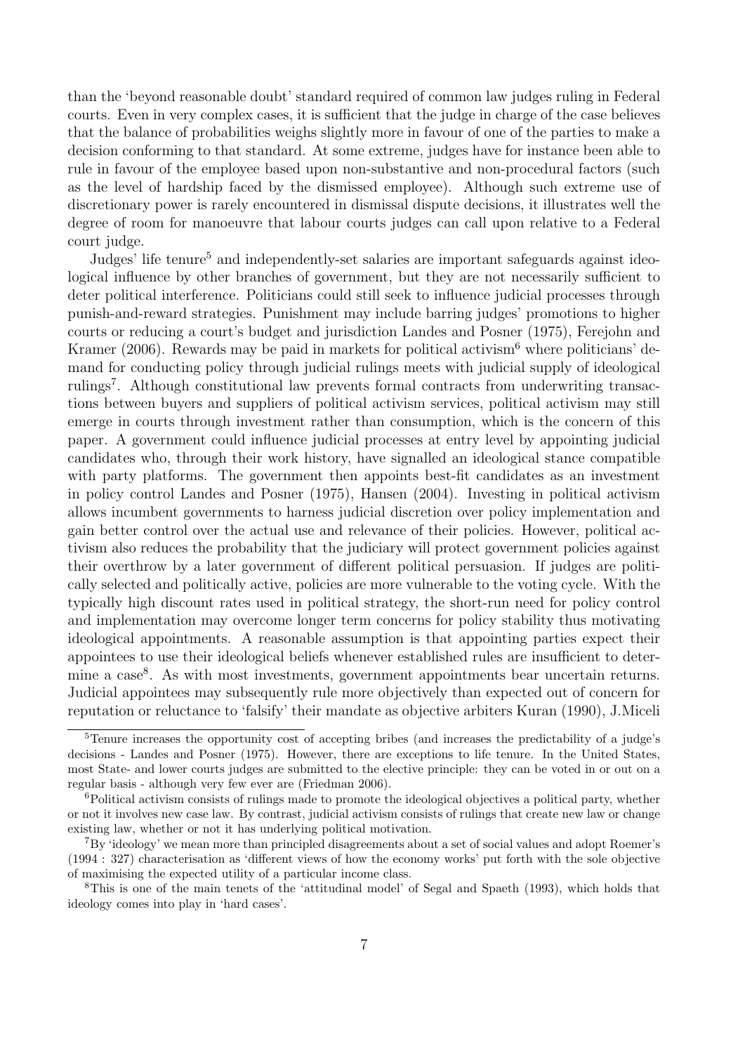than the 'beyond reasonable doubt' standard required of common law judges ruling in Federal courts. Even in very complex cases, it is sufficient that the judge in charge of the case believes that the balance of probabilities weighs slightly more in favour of one of the parties to make a decision conforming to that standard. At some extreme, judges have for instance been able to rule in favour of the employee based upon non-substantive and non-procedural factors (such as the level of hardship faced by the dismissed employee). Although such extreme use of discretionary power is rarely encountered in dismissal dispute decisions, it illustrates well the degree of room for manoeuvre that labour courts judges can call upon relative to a Federal court judge.

Judges' life tenure[5] and independently-set salaries are important safeguards against ideological influence by other branches of government, but they are not necessarily sufficient to deter political interference. Politicians could still seek to influence judicial processes through punish-and-reward strategies. Punishment may include barring judges' promotions to higher courts or reducing a court's budget and jurisdiction Landes and Posner (1975), Ferejohn and Kramer (2006). Rewards may be paid in markets for political activism[6] where politicians' demand for conducting policy through judicial rulings meets with judicial supply of ideological rulings[7]. Although constitutional law prevents formal contracts from underwriting transactions between buyers and suppliers of political activism services, political activism may still emerge in courts through investment rather than consumption, which is the concern of this paper. A government could influence judicial processes at entry level by appointing judicial candidates who, through their work history, have signalled an ideological stance compatible with party platforms. The government then appoints best-fit candidates as an investment in policy control Landes and Posner (1975), Hansen (2004). Investing in political activism allows incumbent governments to harness judicial discretion over policy implementation and gain better control over the actual use and relevance of their policies. However, political activism also reduces the probability that the judiciary will protect government policies against their overthrow by a later government of different political persuasion. If judges are politically selected and politically active, policies are more vulnerable to the voting cycle. With the typically high discount rates used in political strategy, the short-run need for policy control and implementation may overcome longer term concerns for policy stability thus motivating ideological appointments. A reasonable assumption is that appointing parties expect their appointees to use their ideological beliefs whenever established rules are insufficient to determine a case[8]. As with most investments, government appointments bear uncertain returns. Judicial appointees may subsequently rule more objectively than expected out of concern for reputation or reluctance to 'falsify' their mandate as objective arbiters Kuran (1990), J.Miceli

[5] Tenure increases the opportunity cost of accepting bribes (and increases the predictability of a judge's decisions - Landes and Posner (1975). However, there are exceptions to life tenure. In the United States, most State- and lower courts judges are submitted to the elective principle: they can be voted in or out on a regular basis - although very few ever are (Friedman 2006).

[6] Political activism consists of rulings made to promote the ideological objectives a political party, whether or not it involves new case law. By contrast, judicial activism consists of rulings that create new law or change existing law, whether or not it has underlying political motivation.

[7] By 'ideology' we mean more than principled disagreements about a set of social values and adopt Roemer's (1994 : 327) characterisation as 'different views of how the economy works' put forth with the sole objective of maximising the expected utility of a particular income class.

[8] This is one of the main tenets of the 'attitudinal model' of Segal and Spaeth (1993), which holds that ideology comes into play in 'hard cases'.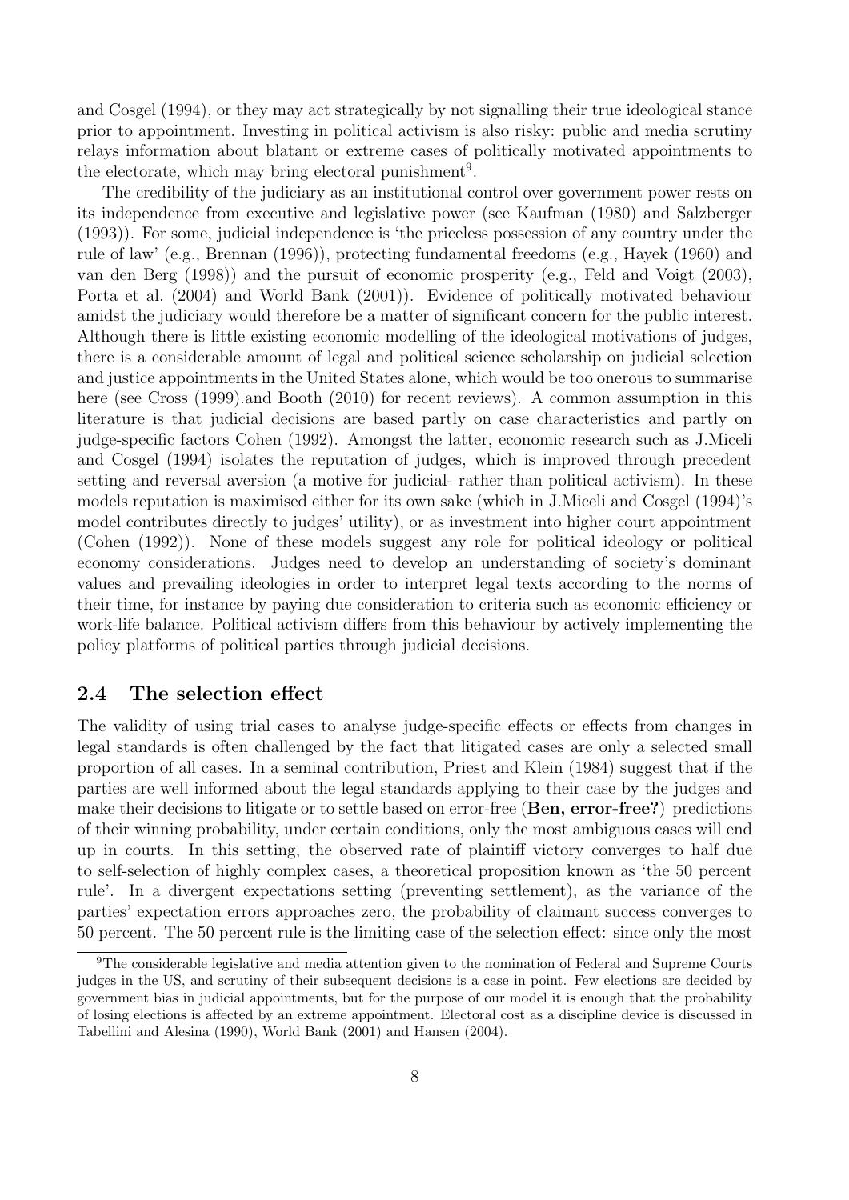and Cosgel (1994), or they may act strategically by not signalling their true ideological stance prior to appointment. Investing in political activism is also risky: public and media scrutiny relays information about blatant or extreme cases of politically motivated appointments to the electorate, which may bring electoral punishment[9].

The credibility of the judiciary as an institutional control over government power rests on its independence from executive and legislative power (see Kaufman (1980) and Salzberger (1993)). For some, judicial independence is 'the priceless possession of any country under the rule of law' (e.g., Brennan (1996)), protecting fundamental freedoms (e.g., Hayek (1960) and van den Berg (1998)) and the pursuit of economic prosperity (e.g., Feld and Voigt (2003), Porta et al. (2004) and World Bank (2001)). Evidence of politically motivated behaviour amidst the judiciary would therefore be a matter of significant concern for the public interest. Although there is little existing economic modelling of the ideological motivations of judges, there is a considerable amount of legal and political science scholarship on judicial selection and justice appointments in the United States alone, which would be too onerous to summarise here (see Cross (1999).and Booth (2010) for recent reviews). A common assumption in this literature is that judicial decisions are based partly on case characteristics and partly on judge-specific factors Cohen (1992). Amongst the latter, economic research such as J.Miceli and Cosgel (1994) isolates the reputation of judges, which is improved through precedent setting and reversal aversion (a motive for judicial- rather than political activism). In these models reputation is maximised either for its own sake (which in J.Miceli and Cosgel (1994)'s model contributes directly to judges' utility), or as investment into higher court appointment (Cohen (1992)). None of these models suggest any role for political ideology or political economy considerations. Judges need to develop an understanding of society's dominant values and prevailing ideologies in order to interpret legal texts according to the norms of their time, for instance by paying due consideration to criteria such as economic efficiency or work-life balance. Political activism differs from this behaviour by actively implementing the policy platforms of political parties through judicial decisions.

## 2.4 The selection effect

The validity of using trial cases to analyse judge-specific effects or effects from changes in legal standards is often challenged by the fact that litigated cases are only a selected small proportion of all cases. In a seminal contribution, Priest and Klein (1984) suggest that if the parties are well informed about the legal standards applying to their case by the judges and make their decisions to litigate or to settle based on error-free (**Ben, error-free?**) predictions of their winning probability, under certain conditions, only the most ambiguous cases will end up in courts. In this setting, the observed rate of plaintiff victory converges to half due to self-selection of highly complex cases, a theoretical proposition known as 'the 50 percent rule'. In a divergent expectations setting (preventing settlement), as the variance of the parties' expectation errors approaches zero, the probability of claimant success converges to 50 percent. The 50 percent rule is the limiting case of the selection effect: since only the most

[9] The considerable legislative and media attention given to the nomination of Federal and Supreme Courts judges in the US, and scrutiny of their subsequent decisions is a case in point. Few elections are decided by government bias in judicial appointments, but for the purpose of our model it is enough that the probability of losing elections is affected by an extreme appointment. Electoral cost as a discipline device is discussed in Tabellini and Alesina (1990), World Bank (2001) and Hansen (2004).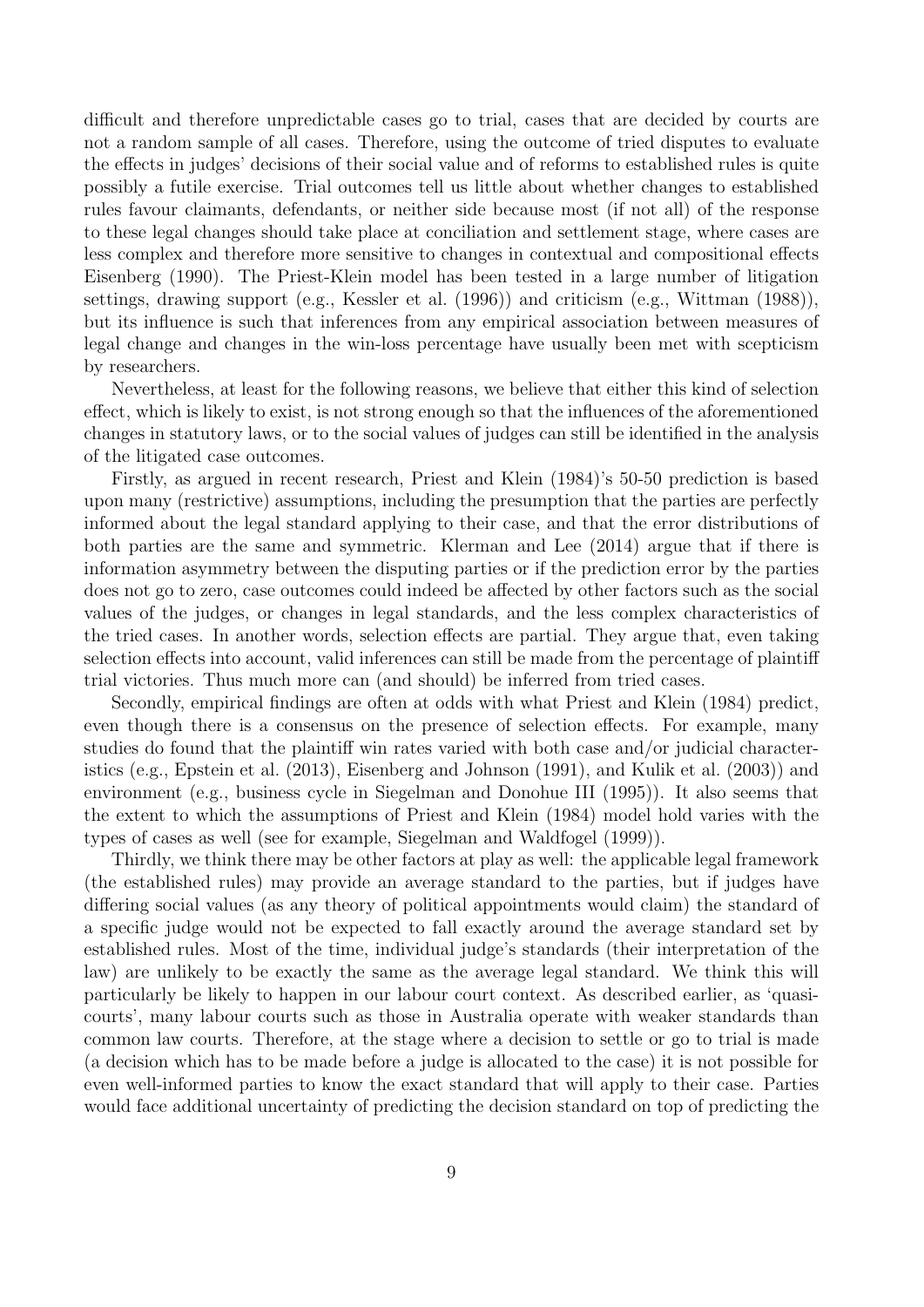difficult and therefore unpredictable cases go to trial, cases that are decided by courts are not a random sample of all cases. Therefore, using the outcome of tried disputes to evaluate the effects in judges' decisions of their social value and of reforms to established rules is quite possibly a futile exercise. Trial outcomes tell us little about whether changes to established rules favour claimants, defendants, or neither side because most (if not all) of the response to these legal changes should take place at conciliation and settlement stage, where cases are less complex and therefore more sensitive to changes in contextual and compositional effects Eisenberg (1990). The Priest-Klein model has been tested in a large number of litigation settings, drawing support (e.g., Kessler et al. (1996)) and criticism (e.g., Wittman (1988)), but its influence is such that inferences from any empirical association between measures of legal change and changes in the win-loss percentage have usually been met with scepticism by researchers.

Nevertheless, at least for the following reasons, we believe that either this kind of selection effect, which is likely to exist, is not strong enough so that the influences of the aforementioned changes in statutory laws, or to the social values of judges can still be identified in the analysis of the litigated case outcomes.

Firstly, as argued in recent research, Priest and Klein (1984)'s 50-50 prediction is based upon many (restrictive) assumptions, including the presumption that the parties are perfectly informed about the legal standard applying to their case, and that the error distributions of both parties are the same and symmetric. Klerman and Lee (2014) argue that if there is information asymmetry between the disputing parties or if the prediction error by the parties does not go to zero, case outcomes could indeed be affected by other factors such as the social values of the judges, or changes in legal standards, and the less complex characteristics of the tried cases. In another words, selection effects are partial. They argue that, even taking selection effects into account, valid inferences can still be made from the percentage of plaintiff trial victories. Thus much more can (and should) be inferred from tried cases.

Secondly, empirical findings are often at odds with what Priest and Klein (1984) predict, even though there is a consensus on the presence of selection effects. For example, many studies do found that the plaintiff win rates varied with both case and/or judicial characteristics (e.g., Epstein et al. (2013), Eisenberg and Johnson (1991), and Kulik et al. (2003)) and environment (e.g., business cycle in Siegelman and Donohue III (1995)). It also seems that the extent to which the assumptions of Priest and Klein (1984) model hold varies with the types of cases as well (see for example, Siegelman and Waldfogel (1999)).

Thirdly, we think there may be other factors at play as well: the applicable legal framework (the established rules) may provide an average standard to the parties, but if judges have differing social values (as any theory of political appointments would claim) the standard of a specific judge would not be expected to fall exactly around the average standard set by established rules. Most of the time, individual judge's standards (their interpretation of the law) are unlikely to be exactly the same as the average legal standard. We think this will particularly be likely to happen in our labour court context. As described earlier, as 'quasi-courts', many labour courts such as those in Australia operate with weaker standards than common law courts. Therefore, at the stage where a decision to settle or go to trial is made (a decision which has to be made before a judge is allocated to the case) it is not possible for even well-informed parties to know the exact standard that will apply to their case. Parties would face additional uncertainty of predicting the decision standard on top of predicting the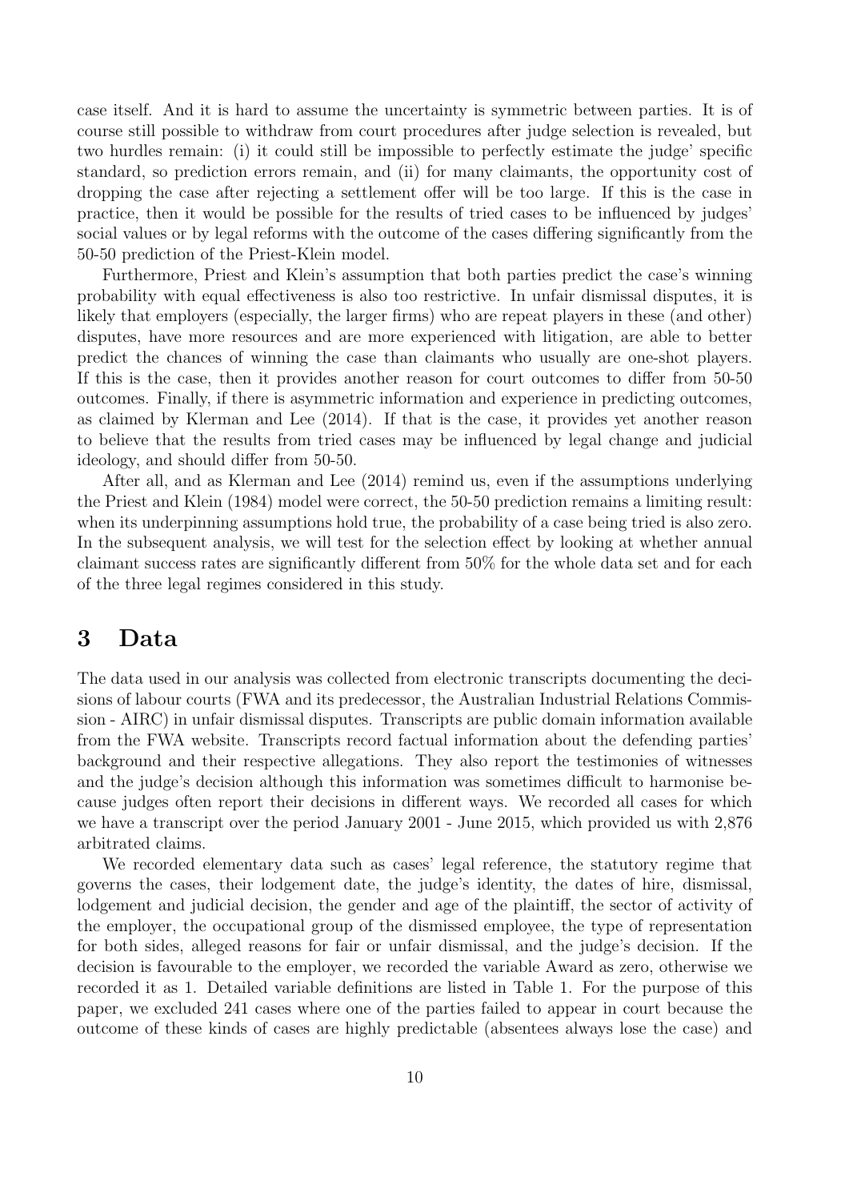case itself. And it is hard to assume the uncertainty is symmetric between parties. It is of course still possible to withdraw from court procedures after judge selection is revealed, but two hurdles remain: (i) it could still be impossible to perfectly estimate the judge' specific standard, so prediction errors remain, and (ii) for many claimants, the opportunity cost of dropping the case after rejecting a settlement offer will be too large. If this is the case in practice, then it would be possible for the results of tried cases to be influenced by judges' social values or by legal reforms with the outcome of the cases differing significantly from the 50-50 prediction of the Priest-Klein model.

Furthermore, Priest and Klein's assumption that both parties predict the case's winning probability with equal effectiveness is also too restrictive. In unfair dismissal disputes, it is likely that employers (especially, the larger firms) who are repeat players in these (and other) disputes, have more resources and are more experienced with litigation, are able to better predict the chances of winning the case than claimants who usually are one-shot players. If this is the case, then it provides another reason for court outcomes to differ from 50-50 outcomes. Finally, if there is asymmetric information and experience in predicting outcomes, as claimed by Klerman and Lee (2014). If that is the case, it provides yet another reason to believe that the results from tried cases may be influenced by legal change and judicial ideology, and should differ from 50-50.

After all, and as Klerman and Lee (2014) remind us, even if the assumptions underlying the Priest and Klein (1984) model were correct, the 50-50 prediction remains a limiting result: when its underpinning assumptions hold true, the probability of a case being tried is also zero. In the subsequent analysis, we will test for the selection effect by looking at whether annual claimant success rates are significantly different from 50% for the whole data set and for each of the three legal regimes considered in this study.

# 3 Data

The data used in our analysis was collected from electronic transcripts documenting the decisions of labour courts (FWA and its predecessor, the Australian Industrial Relations Commission - AIRC) in unfair dismissal disputes. Transcripts are public domain information available from the FWA website. Transcripts record factual information about the defending parties' background and their respective allegations. They also report the testimonies of witnesses and the judge's decision although this information was sometimes difficult to harmonise because judges often report their decisions in different ways. We recorded all cases for which we have a transcript over the period January 2001 - June 2015, which provided us with 2,876 arbitrated claims.

We recorded elementary data such as cases' legal reference, the statutory regime that governs the cases, their lodgement date, the judge's identity, the dates of hire, dismissal, lodgement and judicial decision, the gender and age of the plaintiff, the sector of activity of the employer, the occupational group of the dismissed employee, the type of representation for both sides, alleged reasons for fair or unfair dismissal, and the judge's decision. If the decision is favourable to the employer, we recorded the variable Award as zero, otherwise we recorded it as 1. Detailed variable definitions are listed in Table 1. For the purpose of this paper, we excluded 241 cases where one of the parties failed to appear in court because the outcome of these kinds of cases are highly predictable (absentees always lose the case) and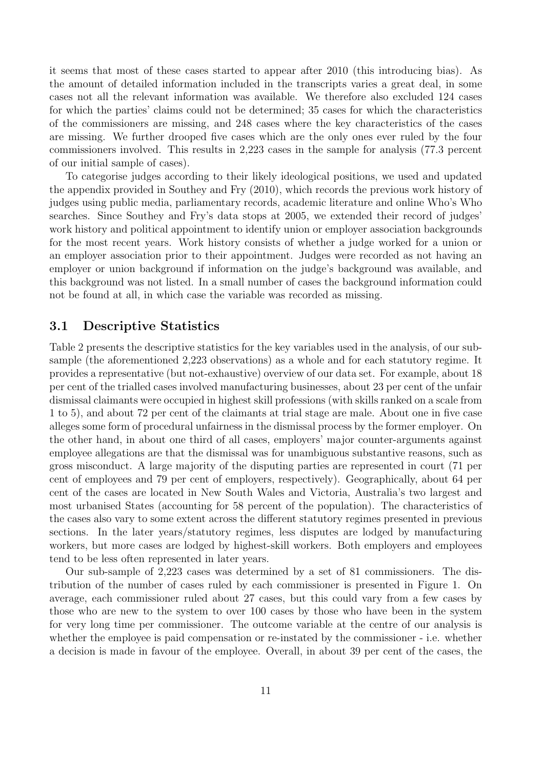it seems that most of these cases started to appear after 2010 (this introducing bias). As the amount of detailed information included in the transcripts varies a great deal, in some cases not all the relevant information was available. We therefore also excluded 124 cases for which the parties' claims could not be determined; 35 cases for which the characteristics of the commissioners are missing, and 248 cases where the key characteristics of the cases are missing. We further drooped five cases which are the only ones ever ruled by the four commissioners involved. This results in 2,223 cases in the sample for analysis (77.3 percent of our initial sample of cases).

To categorise judges according to their likely ideological positions, we used and updated the appendix provided in Southey and Fry (2010), which records the previous work history of judges using public media, parliamentary records, academic literature and online Who's Who searches. Since Southey and Fry's data stops at 2005, we extended their record of judges' work history and political appointment to identify union or employer association backgrounds for the most recent years. Work history consists of whether a judge worked for a union or an employer association prior to their appointment. Judges were recorded as not having an employer or union background if information on the judge's background was available, and this background was not listed. In a small number of cases the background information could not be found at all, in which case the variable was recorded as missing.

### 3.1 Descriptive Statistics

Table 2 presents the descriptive statistics for the key variables used in the analysis, of our subsample (the aforementioned 2,223 observations) as a whole and for each statutory regime. It provides a representative (but not-exhaustive) overview of our data set. For example, about 18 per cent of the trialled cases involved manufacturing businesses, about 23 per cent of the unfair dismissal claimants were occupied in highest skill professions (with skills ranked on a scale from 1 to 5), and about 72 per cent of the claimants at trial stage are male. About one in five case alleges some form of procedural unfairness in the dismissal process by the former employer. On the other hand, in about one third of all cases, employers' major counter-arguments against employee allegations are that the dismissal was for unambiguous substantive reasons, such as gross misconduct. A large majority of the disputing parties are represented in court (71 per cent of employees and 79 per cent of employers, respectively). Geographically, about 64 per cent of the cases are located in New South Wales and Victoria, Australia's two largest and most urbanised States (accounting for 58 percent of the population). The characteristics of the cases also vary to some extent across the different statutory regimes presented in previous sections. In the later years/statutory regimes, less disputes are lodged by manufacturing workers, but more cases are lodged by highest-skill workers. Both employers and employees tend to be less often represented in later years.

Our sub-sample of 2,223 cases was determined by a set of 81 commissioners. The distribution of the number of cases ruled by each commissioner is presented in Figure 1. On average, each commissioner ruled about 27 cases, but this could vary from a few cases by those who are new to the system to over 100 cases by those who have been in the system for very long time per commissioner. The outcome variable at the centre of our analysis is whether the employee is paid compensation or re-instated by the commissioner - i.e. whether a decision is made in favour of the employee. Overall, in about 39 per cent of the cases, the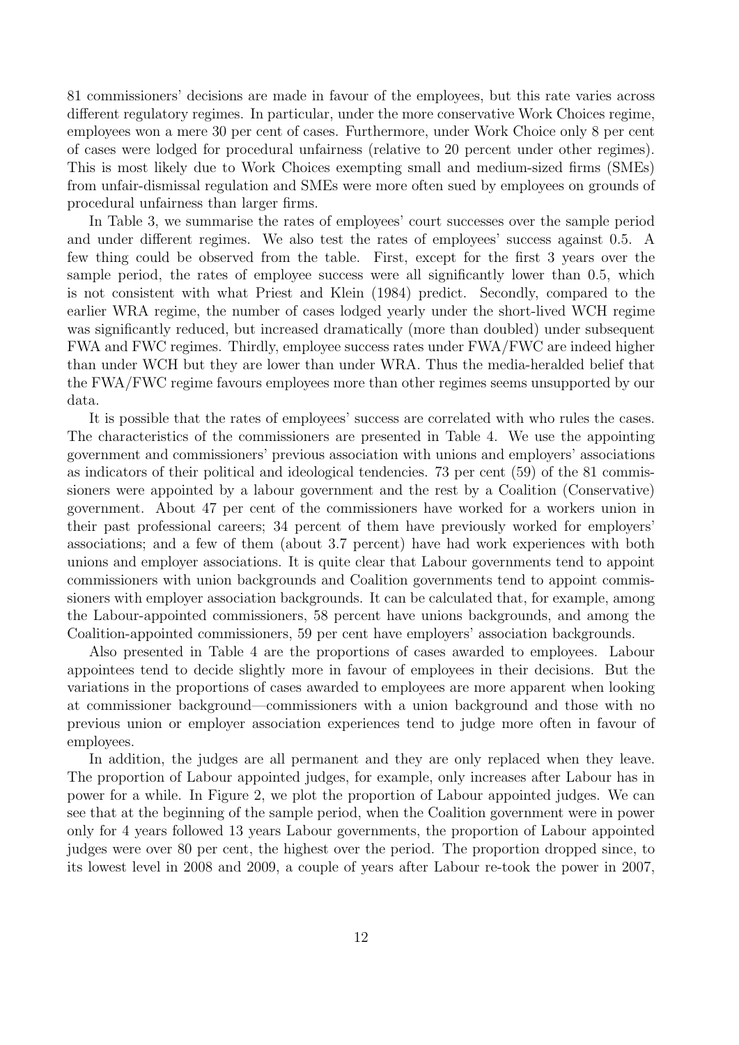81 commissioners' decisions are made in favour of the employees, but this rate varies across different regulatory regimes. In particular, under the more conservative Work Choices regime, employees won a mere 30 per cent of cases. Furthermore, under Work Choice only 8 per cent of cases were lodged for procedural unfairness (relative to 20 percent under other regimes). This is most likely due to Work Choices exempting small and medium-sized firms (SMEs) from unfair-dismissal regulation and SMEs were more often sued by employees on grounds of procedural unfairness than larger firms.

In Table 3, we summarise the rates of employees' court successes over the sample period and under different regimes. We also test the rates of employees' success against 0.5. A few thing could be observed from the table. First, except for the first 3 years over the sample period, the rates of employee success were all significantly lower than 0.5, which is not consistent with what Priest and Klein (1984) predict. Secondly, compared to the earlier WRA regime, the number of cases lodged yearly under the short-lived WCH regime was significantly reduced, but increased dramatically (more than doubled) under subsequent FWA and FWC regimes. Thirdly, employee success rates under FWA/FWC are indeed higher than under WCH but they are lower than under WRA. Thus the media-heralded belief that the FWA/FWC regime favours employees more than other regimes seems unsupported by our data.

It is possible that the rates of employees' success are correlated with who rules the cases. The characteristics of the commissioners are presented in Table 4. We use the appointing government and commissioners' previous association with unions and employers' associations as indicators of their political and ideological tendencies. 73 per cent (59) of the 81 commissioners were appointed by a labour government and the rest by a Coalition (Conservative) government. About 47 per cent of the commissioners have worked for a workers union in their past professional careers; 34 percent of them have previously worked for employers' associations; and a few of them (about 3.7 percent) have had work experiences with both unions and employer associations. It is quite clear that Labour governments tend to appoint commissioners with union backgrounds and Coalition governments tend to appoint commissioners with employer association backgrounds. It can be calculated that, for example, among the Labour-appointed commissioners, 58 percent have unions backgrounds, and among the Coalition-appointed commissioners, 59 per cent have employers' association backgrounds.

Also presented in Table 4 are the proportions of cases awarded to employees. Labour appointees tend to decide slightly more in favour of employees in their decisions. But the variations in the proportions of cases awarded to employees are more apparent when looking at commissioner background—commissioners with a union background and those with no previous union or employer association experiences tend to judge more often in favour of employees.

In addition, the judges are all permanent and they are only replaced when they leave. The proportion of Labour appointed judges, for example, only increases after Labour has in power for a while. In Figure 2, we plot the proportion of Labour appointed judges. We can see that at the beginning of the sample period, when the Coalition government were in power only for 4 years followed 13 years Labour governments, the proportion of Labour appointed judges were over 80 per cent, the highest over the period. The proportion dropped since, to its lowest level in 2008 and 2009, a couple of years after Labour re-took the power in 2007,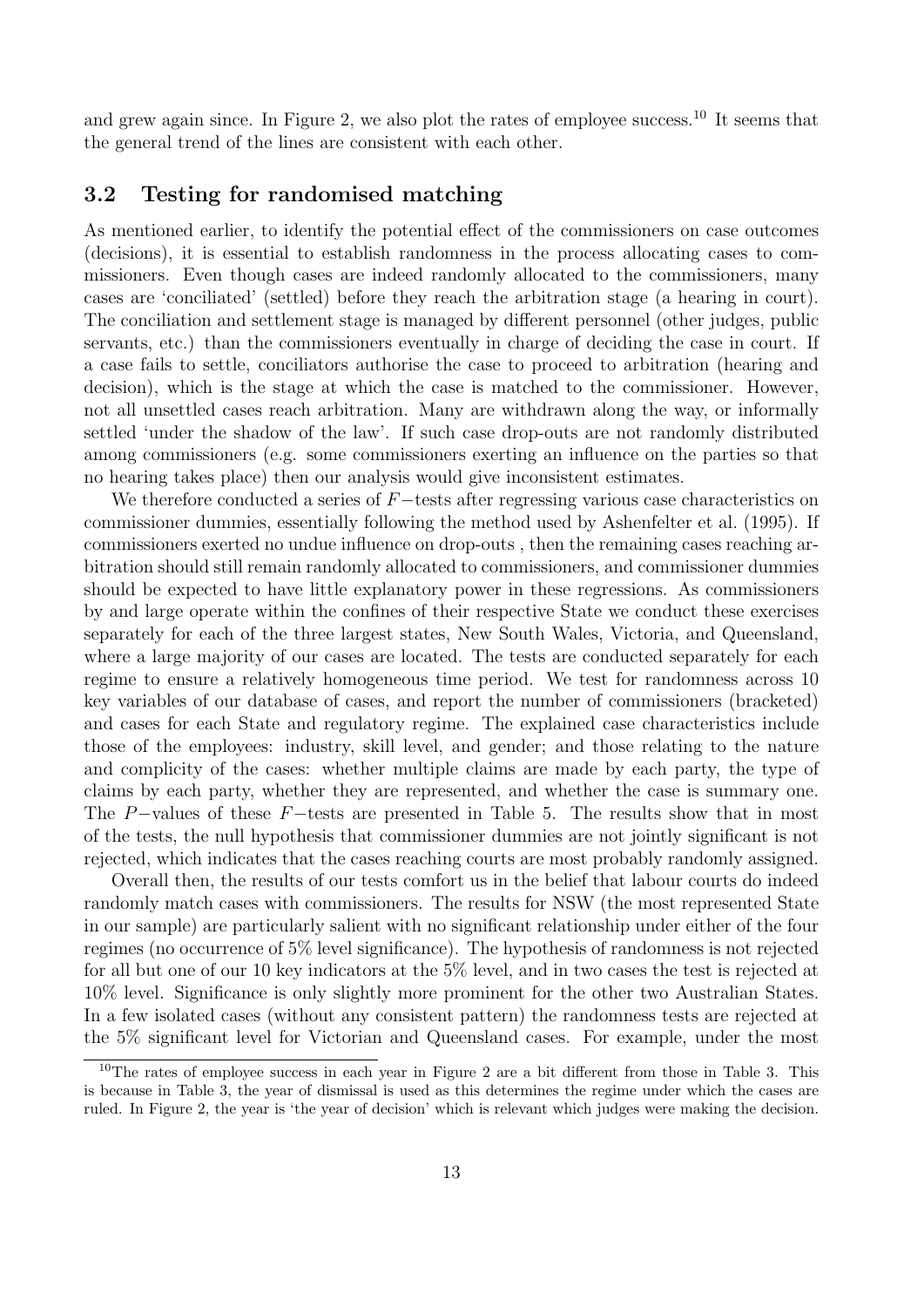and grew again since. In Figure 2, we also plot the rates of employee success.[10] It seems that the general trend of the lines are consistent with each other.

### 3.2 Testing for randomised matching

As mentioned earlier, to identify the potential effect of the commissioners on case outcomes (decisions), it is essential to establish randomness in the process allocating cases to commissioners. Even though cases are indeed randomly allocated to the commissioners, many cases are 'conciliated' (settled) before they reach the arbitration stage (a hearing in court). The conciliation and settlement stage is managed by different personnel (other judges, public servants, etc.) than the commissioners eventually in charge of deciding the case in court. If a case fails to settle, conciliators authorise the case to proceed to arbitration (hearing and decision), which is the stage at which the case is matched to the commissioner. However, not all unsettled cases reach arbitration. Many are withdrawn along the way, or informally settled 'under the shadow of the law'. If such case drop-outs are not randomly distributed among commissioners (e.g. some commissioners exerting an influence on the parties so that no hearing takes place) then our analysis would give inconsistent estimates.

We therefore conducted a series of $F-$tests after regressing various case characteristics on commissioner dummies, essentially following the method used by Ashenfelter et al. (1995). If commissioners exerted no undue influence on drop-outs , then the remaining cases reaching arbitration should still remain randomly allocated to commissioners, and commissioner dummies should be expected to have little explanatory power in these regressions. As commissioners by and large operate within the confines of their respective State we conduct these exercises separately for each of the three largest states, New South Wales, Victoria, and Queensland, where a large majority of our cases are located. The tests are conducted separately for each regime to ensure a relatively homogeneous time period. We test for randomness across 10 key variables of our database of cases, and report the number of commissioners (bracketed) and cases for each State and regulatory regime. The explained case characteristics include those of the employees: industry, skill level, and gender; and those relating to the nature and complicity of the cases: whether multiple claims are made by each party, the type of claims by each party, whether they are represented, and whether the case is summary one. The $P-$values of these $F-$tests are presented in Table 5. The results show that in most of the tests, the null hypothesis that commissioner dummies are not jointly significant is not rejected, which indicates that the cases reaching courts are most probably randomly assigned.

Overall then, the results of our tests comfort us in the belief that labour courts do indeed randomly match cases with commissioners. The results for NSW (the most represented State in our sample) are particularly salient with no significant relationship under either of the four regimes (no occurrence of 5% level significance). The hypothesis of randomness is not rejected for all but one of our 10 key indicators at the 5% level, and in two cases the test is rejected at 10% level. Significance is only slightly more prominent for the other two Australian States. In a few isolated cases (without any consistent pattern) the randomness tests are rejected at the 5% significant level for Victorian and Queensland cases. For example, under the most

[10] The rates of employee success in each year in Figure 2 are a bit different from those in Table 3. This is because in Table 3, the year of dismissal is used as this determines the regime under which the cases are ruled. In Figure 2, the year is 'the year of decision' which is relevant which judges were making the decision.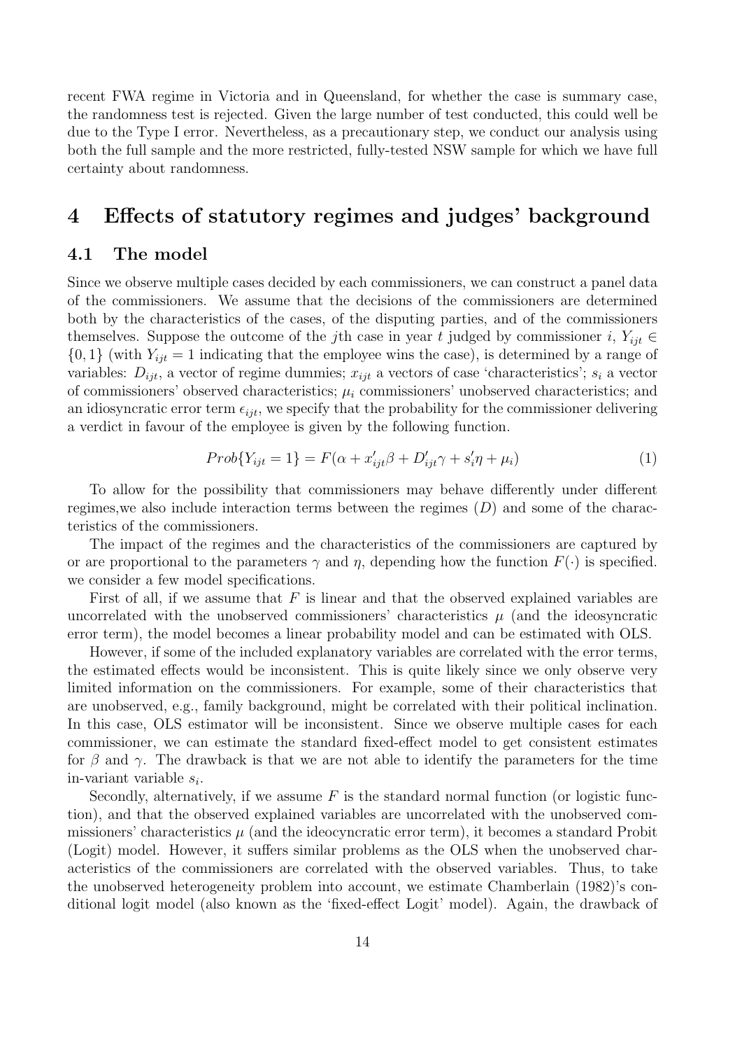recent FWA regime in Victoria and in Queensland, for whether the case is summary case, the randomness test is rejected. Given the large number of test conducted, this could well be due to the Type I error. Nevertheless, as a precautionary step, we conduct our analysis using both the full sample and the more restricted, fully-tested NSW sample for which we have full certainty about randomness.

# 4 Effects of statutory regimes and judges' background

## 4.1 The model

Since we observe multiple cases decided by each commissioners, we can construct a panel data of the commissioners. We assume that the decisions of the commissioners are determined both by the characteristics of the cases, of the disputing parties, and of the commissioners themselves. Suppose the outcome of the $j$th case in year $t$ judged by commissioner $i$, $Y_{ijt} \in \{0,1\}$ (with $Y_{ijt} = 1$ indicating that the employee wins the case), is determined by a range of variables: $D_{ijt}$, a vector of regime dummies; $x_{ijt}$ a vectors of case 'characteristics'; $s_i$ a vector of commissioners' observed characteristics; $\mu_i$ commissioners' unobserved characteristics; and an idiosyncratic error term $\epsilon_{ijt}$, we specify that the probability for the commissioner delivering a verdict in favour of the employee is given by the following function.

$$Prob\{Y_{ijt} = 1\} = F(\alpha + x'_{ijt}\beta + D'_{ijt}\gamma + s'_i\eta + \mu_i) \tag{1}$$

To allow for the possibility that commissioners may behave differently under different regimes,we also include interaction terms between the regimes ($D$) and some of the characteristics of the commissioners.

The impact of the regimes and the characteristics of the commissioners are captured by or are proportional to the parameters $\gamma$ and $\eta$, depending how the function $F(\cdot)$ is specified. we consider a few model specifications.

First of all, if we assume that $F$ is linear and that the observed explained variables are uncorrelated with the unobserved commissioners' characteristics $\mu$ (and the ideosyncratic error term), the model becomes a linear probability model and can be estimated with OLS.

However, if some of the included explanatory variables are correlated with the error terms, the estimated effects would be inconsistent. This is quite likely since we only observe very limited information on the commissioners. For example, some of their characteristics that are unobserved, e.g., family background, might be correlated with their political inclination. In this case, OLS estimator will be inconsistent. Since we observe multiple cases for each commissioner, we can estimate the standard fixed-effect model to get consistent estimates for $\beta$ and $\gamma$. The drawback is that we are not able to identify the parameters for the time in-variant variable $s_i$.

Secondly, alternatively, if we assume $F$ is the standard normal function (or logistic function), and that the observed explained variables are uncorrelated with the unobserved commissioners' characteristics $\mu$ (and the ideocyncratic error term), it becomes a standard Probit (Logit) model. However, it suffers similar problems as the OLS when the unobserved characteristics of the commissioners are correlated with the observed variables. Thus, to take the unobserved heterogeneity problem into account, we estimate Chamberlain (1982)'s conditional logit model (also known as the 'fixed-effect Logit' model). Again, the drawback of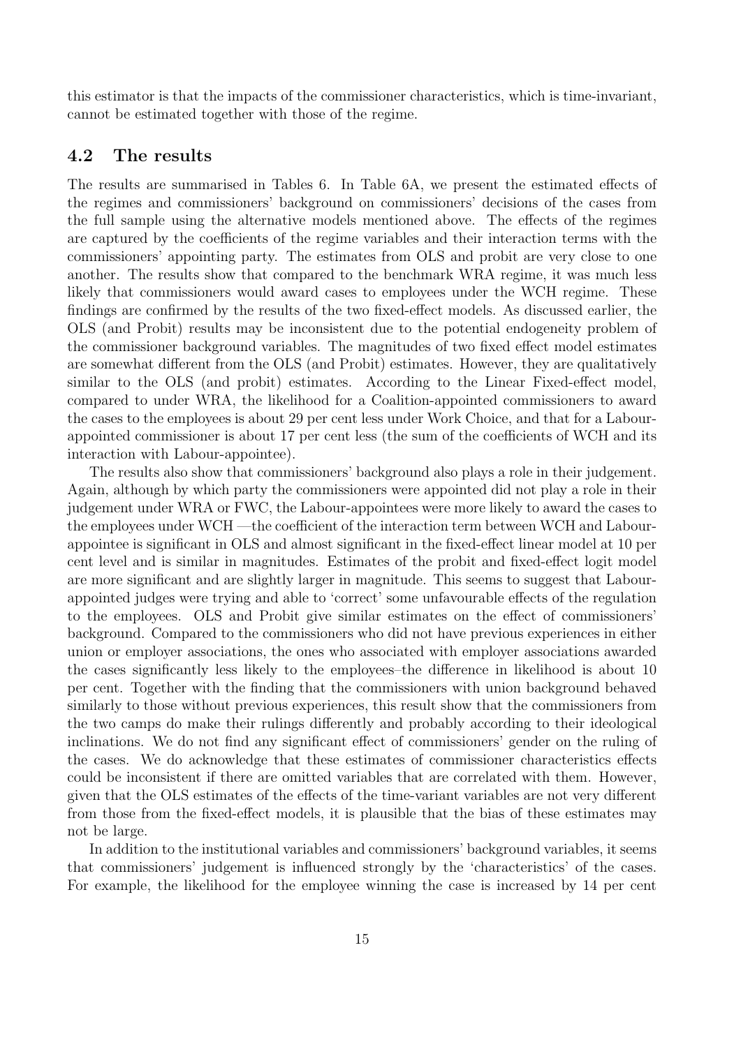this estimator is that the impacts of the commissioner characteristics, which is time-invariant, cannot be estimated together with those of the regime.

## 4.2 The results

The results are summarised in Tables 6. In Table 6A, we present the estimated effects of the regimes and commissioners' background on commissioners' decisions of the cases from the full sample using the alternative models mentioned above. The effects of the regimes are captured by the coefficients of the regime variables and their interaction terms with the commissioners' appointing party. The estimates from OLS and probit are very close to one another. The results show that compared to the benchmark WRA regime, it was much less likely that commissioners would award cases to employees under the WCH regime. These findings are confirmed by the results of the two fixed-effect models. As discussed earlier, the OLS (and Probit) results may be inconsistent due to the potential endogeneity problem of the commissioner background variables. The magnitudes of two fixed effect model estimates are somewhat different from the OLS (and Probit) estimates. However, they are qualitatively similar to the OLS (and probit) estimates. According to the Linear Fixed-effect model, compared to under WRA, the likelihood for a Coalition-appointed commissioners to award the cases to the employees is about 29 per cent less under Work Choice, and that for a Labour-appointed commissioner is about 17 per cent less (the sum of the coefficients of WCH and its interaction with Labour-appointee).

The results also show that commissioners' background also plays a role in their judgement. Again, although by which party the commissioners were appointed did not play a role in their judgement under WRA or FWC, the Labour-appointees were more likely to award the cases to the employees under WCH —the coefficient of the interaction term between WCH and Labour-appointee is significant in OLS and almost significant in the fixed-effect linear model at 10 per cent level and is similar in magnitudes. Estimates of the probit and fixed-effect logit model are more significant and are slightly larger in magnitude. This seems to suggest that Labour-appointed judges were trying and able to 'correct' some unfavourable effects of the regulation to the employees. OLS and Probit give similar estimates on the effect of commissioners' background. Compared to the commissioners who did not have previous experiences in either union or employer associations, the ones who associated with employer associations awarded the cases significantly less likely to the employees–the difference in likelihood is about 10 per cent. Together with the finding that the commissioners with union background behaved similarly to those without previous experiences, this result show that the commissioners from the two camps do make their rulings differently and probably according to their ideological inclinations. We do not find any significant effect of commissioners' gender on the ruling of the cases. We do acknowledge that these estimates of commissioner characteristics effects could be inconsistent if there are omitted variables that are correlated with them. However, given that the OLS estimates of the effects of the time-variant variables are not very different from those from the fixed-effect models, it is plausible that the bias of these estimates may not be large.

In addition to the institutional variables and commissioners' background variables, it seems that commissioners' judgement is influenced strongly by the 'characteristics' of the cases. For example, the likelihood for the employee winning the case is increased by 14 per cent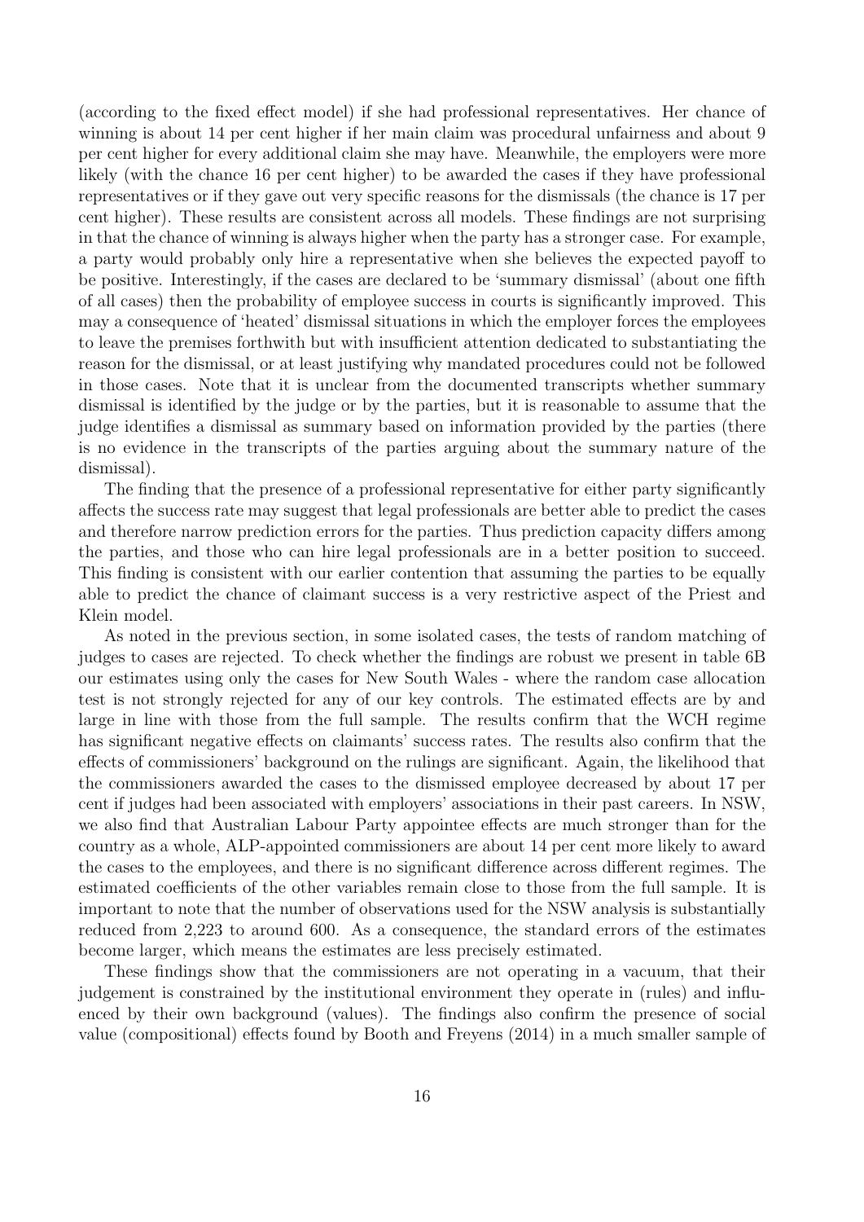(according to the fixed effect model) if she had professional representatives. Her chance of winning is about 14 per cent higher if her main claim was procedural unfairness and about 9 per cent higher for every additional claim she may have. Meanwhile, the employers were more likely (with the chance 16 per cent higher) to be awarded the cases if they have professional representatives or if they gave out very specific reasons for the dismissals (the chance is 17 per cent higher). These results are consistent across all models. These findings are not surprising in that the chance of winning is always higher when the party has a stronger case. For example, a party would probably only hire a representative when she believes the expected payoff to be positive. Interestingly, if the cases are declared to be 'summary dismissal' (about one fifth of all cases) then the probability of employee success in courts is significantly improved. This may a consequence of 'heated' dismissal situations in which the employer forces the employees to leave the premises forthwith but with insufficient attention dedicated to substantiating the reason for the dismissal, or at least justifying why mandated procedures could not be followed in those cases. Note that it is unclear from the documented transcripts whether summary dismissal is identified by the judge or by the parties, but it is reasonable to assume that the judge identifies a dismissal as summary based on information provided by the parties (there is no evidence in the transcripts of the parties arguing about the summary nature of the dismissal).

The finding that the presence of a professional representative for either party significantly affects the success rate may suggest that legal professionals are better able to predict the cases and therefore narrow prediction errors for the parties. Thus prediction capacity differs among the parties, and those who can hire legal professionals are in a better position to succeed. This finding is consistent with our earlier contention that assuming the parties to be equally able to predict the chance of claimant success is a very restrictive aspect of the Priest and Klein model.

As noted in the previous section, in some isolated cases, the tests of random matching of judges to cases are rejected. To check whether the findings are robust we present in table 6B our estimates using only the cases for New South Wales - where the random case allocation test is not strongly rejected for any of our key controls. The estimated effects are by and large in line with those from the full sample. The results confirm that the WCH regime has significant negative effects on claimants' success rates. The results also confirm that the effects of commissioners' background on the rulings are significant. Again, the likelihood that the commissioners awarded the cases to the dismissed employee decreased by about 17 per cent if judges had been associated with employers' associations in their past careers. In NSW, we also find that Australian Labour Party appointee effects are much stronger than for the country as a whole, ALP-appointed commissioners are about 14 per cent more likely to award the cases to the employees, and there is no significant difference across different regimes. The estimated coefficients of the other variables remain close to those from the full sample. It is important to note that the number of observations used for the NSW analysis is substantially reduced from 2,223 to around 600. As a consequence, the standard errors of the estimates become larger, which means the estimates are less precisely estimated.

These findings show that the commissioners are not operating in a vacuum, that their judgement is constrained by the institutional environment they operate in (rules) and influenced by their own background (values). The findings also confirm the presence of social value (compositional) effects found by Booth and Freyens (2014) in a much smaller sample of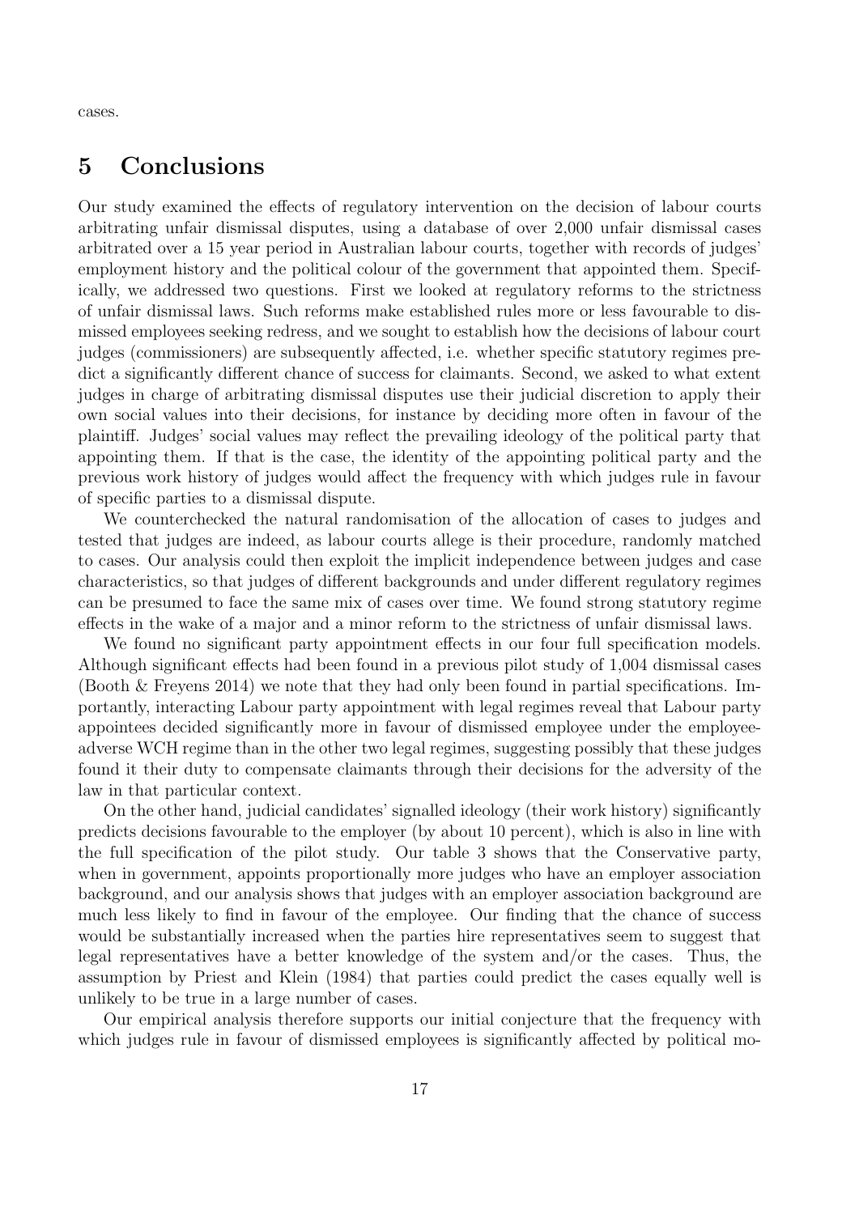cases.

## 5 Conclusions

Our study examined the effects of regulatory intervention on the decision of labour courts arbitrating unfair dismissal disputes, using a database of over 2,000 unfair dismissal cases arbitrated over a 15 year period in Australian labour courts, together with records of judges' employment history and the political colour of the government that appointed them. Specifically, we addressed two questions. First we looked at regulatory reforms to the strictness of unfair dismissal laws. Such reforms make established rules more or less favourable to dismissed employees seeking redress, and we sought to establish how the decisions of labour court judges (commissioners) are subsequently affected, i.e. whether specific statutory regimes predict a significantly different chance of success for claimants. Second, we asked to what extent judges in charge of arbitrating dismissal disputes use their judicial discretion to apply their own social values into their decisions, for instance by deciding more often in favour of the plaintiff. Judges' social values may reflect the prevailing ideology of the political party that appointing them. If that is the case, the identity of the appointing political party and the previous work history of judges would affect the frequency with which judges rule in favour of specific parties to a dismissal dispute.

We counterchecked the natural randomisation of the allocation of cases to judges and tested that judges are indeed, as labour courts allege is their procedure, randomly matched to cases. Our analysis could then exploit the implicit independence between judges and case characteristics, so that judges of different backgrounds and under different regulatory regimes can be presumed to face the same mix of cases over time. We found strong statutory regime effects in the wake of a major and a minor reform to the strictness of unfair dismissal laws.

We found no significant party appointment effects in our four full specification models. Although significant effects had been found in a previous pilot study of 1,004 dismissal cases (Booth & Freyens 2014) we note that they had only been found in partial specifications. Importantly, interacting Labour party appointment with legal regimes reveal that Labour party appointees decided significantly more in favour of dismissed employee under the employee-adverse WCH regime than in the other two legal regimes, suggesting possibly that these judges found it their duty to compensate claimants through their decisions for the adversity of the law in that particular context.

On the other hand, judicial candidates' signalled ideology (their work history) significantly predicts decisions favourable to the employer (by about 10 percent), which is also in line with the full specification of the pilot study. Our table 3 shows that the Conservative party, when in government, appoints proportionally more judges who have an employer association background, and our analysis shows that judges with an employer association background are much less likely to find in favour of the employee. Our finding that the chance of success would be substantially increased when the parties hire representatives seem to suggest that legal representatives have a better knowledge of the system and/or the cases. Thus, the assumption by Priest and Klein (1984) that parties could predict the cases equally well is unlikely to be true in a large number of cases.

Our empirical analysis therefore supports our initial conjecture that the frequency with which judges rule in favour of dismissed employees is significantly affected by political mo-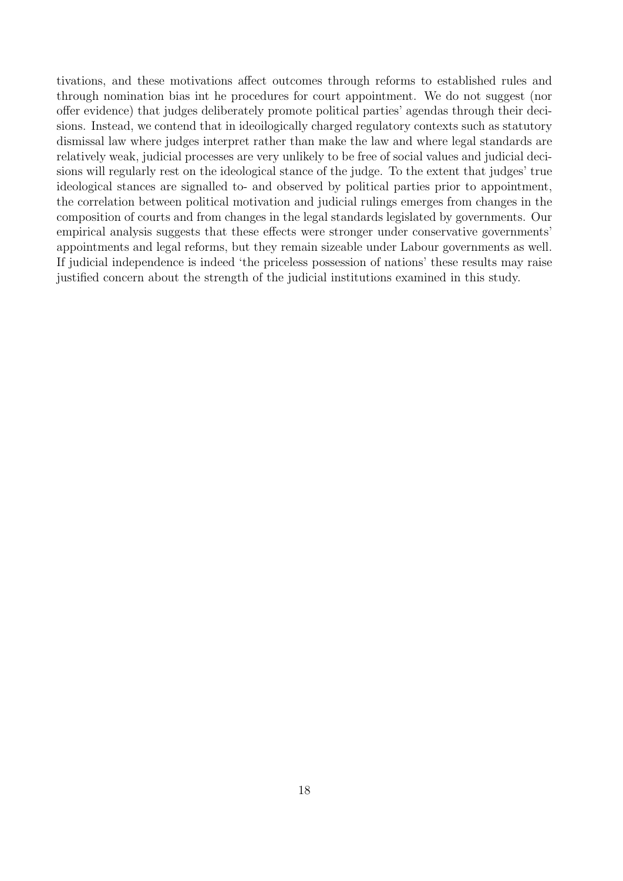tivations, and these motivations affect outcomes through reforms to established rules and through nomination bias int he procedures for court appointment. We do not suggest (nor offer evidence) that judges deliberately promote political parties' agendas through their decisions. Instead, we contend that in ideoilogically charged regulatory contexts such as statutory dismissal law where judges interpret rather than make the law and where legal standards are relatively weak, judicial processes are very unlikely to be free of social values and judicial decisions will regularly rest on the ideological stance of the judge. To the extent that judges' true ideological stances are signalled to- and observed by political parties prior to appointment, the correlation between political motivation and judicial rulings emerges from changes in the composition of courts and from changes in the legal standards legislated by governments. Our empirical analysis suggests that these effects were stronger under conservative governments' appointments and legal reforms, but they remain sizeable under Labour governments as well. If judicial independence is indeed 'the priceless possession of nations' these results may raise justified concern about the strength of the judicial institutions examined in this study.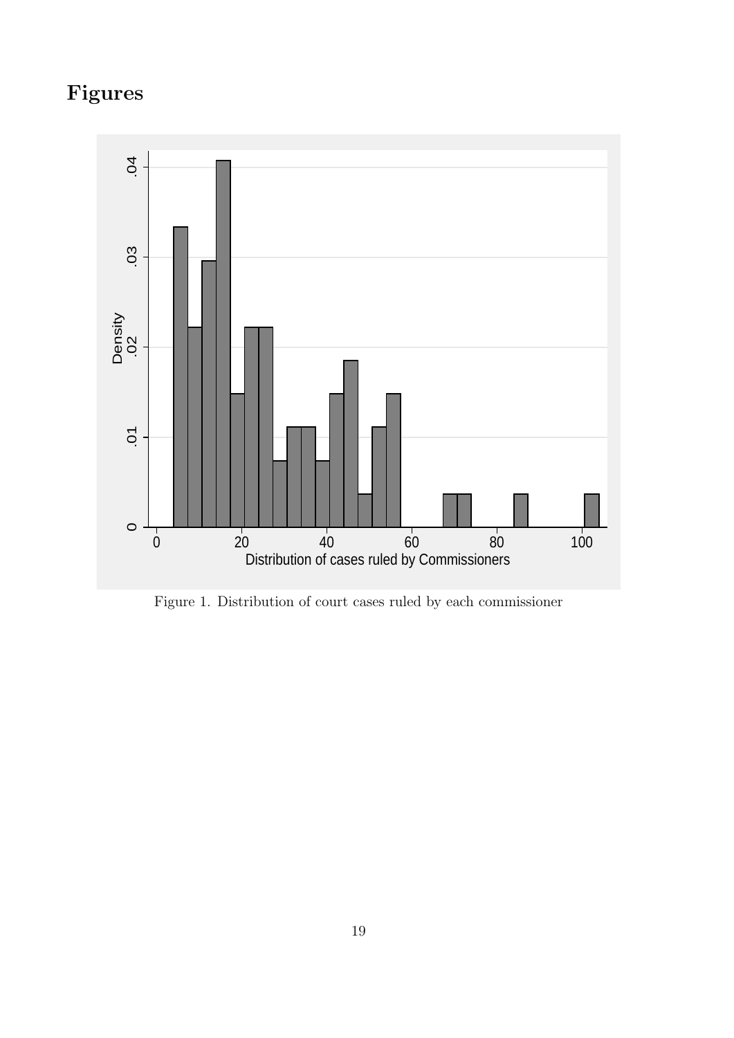# Figures

Figure 1. Distribution of court cases ruled by each commissioner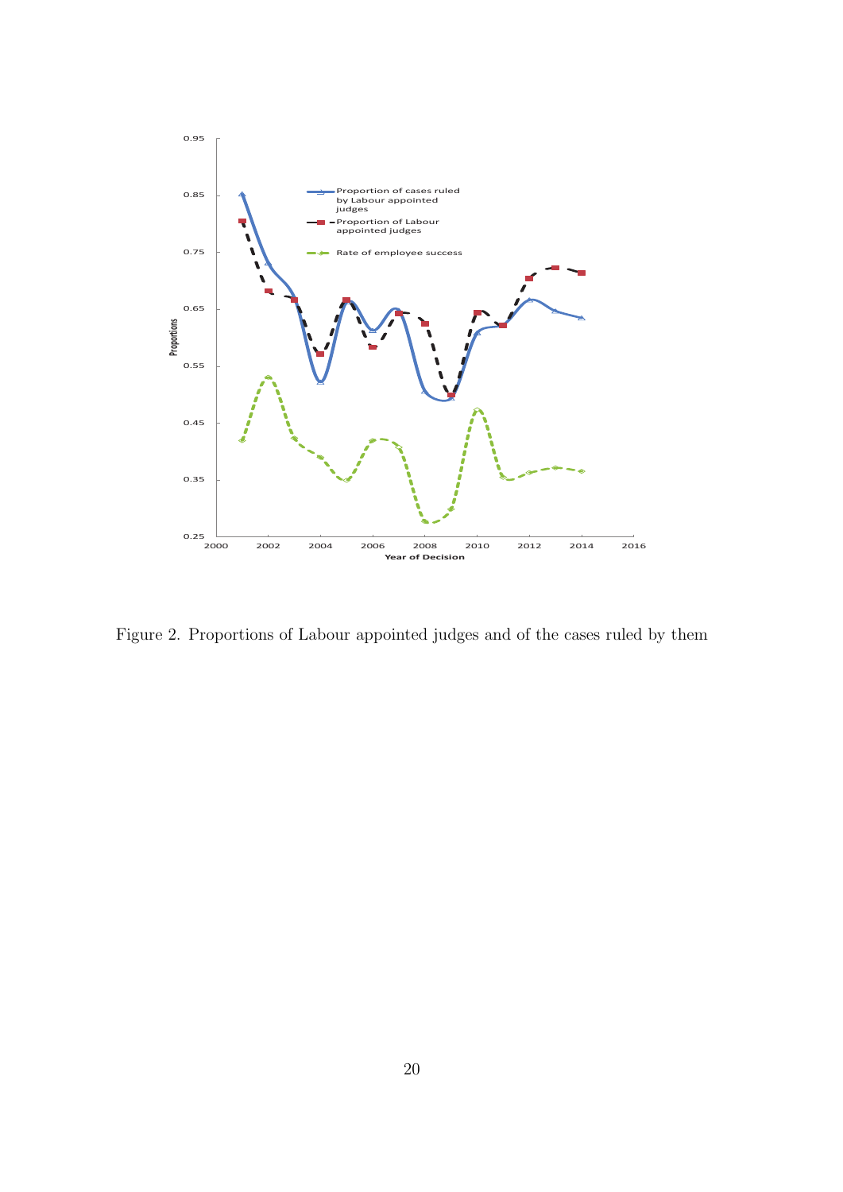Figure 2. Proportions of Labour appointed judges and of the cases ruled by them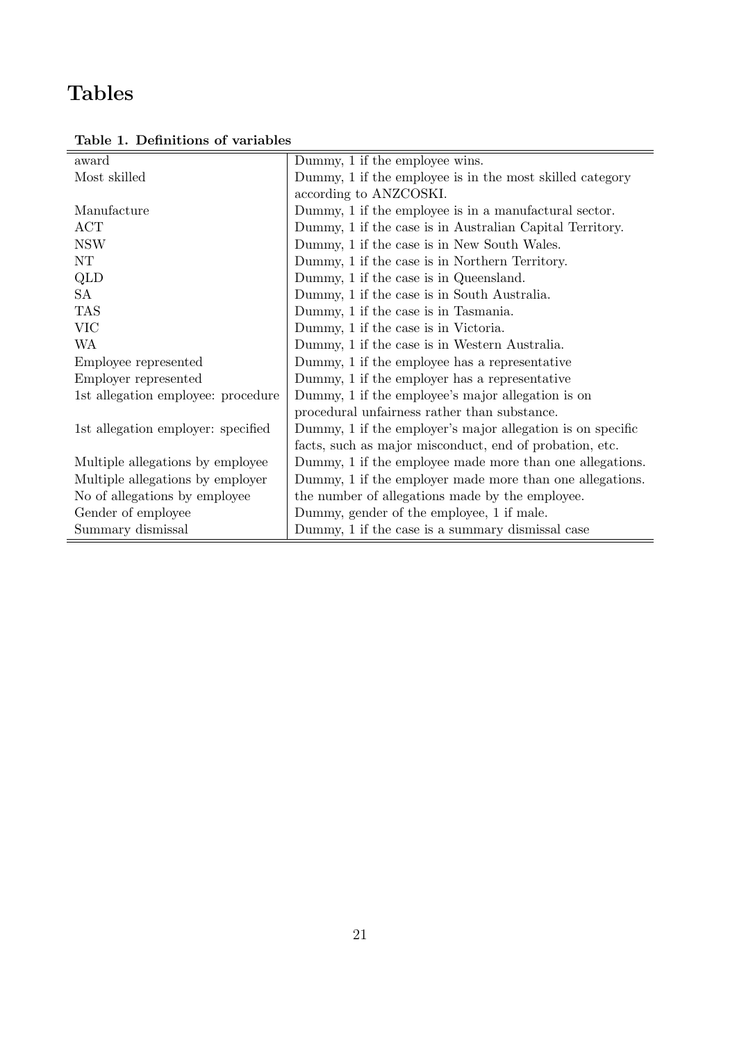# Tables

**Table 1. Definitions of variables**

| | |
|---|---|
| award | Dummy, 1 if the employee wins. |
| Most skilled | Dummy, 1 if the employee is in the most skilled category according to ANZCOSKI. |
| Manufacture | Dummy, 1 if the employee is in a manufactural sector. |
| ACT | Dummy, 1 if the case is in Australian Capital Territory. |
| NSW | Dummy, 1 if the case is in New South Wales. |
| NT | Dummy, 1 if the case is in Northern Territory. |
| QLD | Dummy, 1 if the case is in Queensland. |
| SA | Dummy, 1 if the case is in South Australia. |
| TAS | Dummy, 1 if the case is in Tasmania. |
| VIC | Dummy, 1 if the case is in Victoria. |
| WA | Dummy, 1 if the case is in Western Australia. |
| Employee represented | Dummy, 1 if the employee has a representative |
| Employer represented | Dummy, 1 if the employer has a representative |
| 1st allegation employee: procedure | Dummy, 1 if the employee's major allegation is on procedural unfairness rather than substance. |
| 1st allegation employer: specified | Dummy, 1 if the employer's major allegation is on specific facts, such as major misconduct, end of probation, etc. |
| Multiple allegations by employee | Dummy, 1 if the employee made more than one allegations. |
| Multiple allegations by employer | Dummy, 1 if the employer made more than one allegations. |
| No of allegations by employee | the number of allegations made by the employee. |
| Gender of employee | Dummy, gender of the employee, 1 if male. |
| Summary dismissal | Dummy, 1 if the case is a summary dismissal case |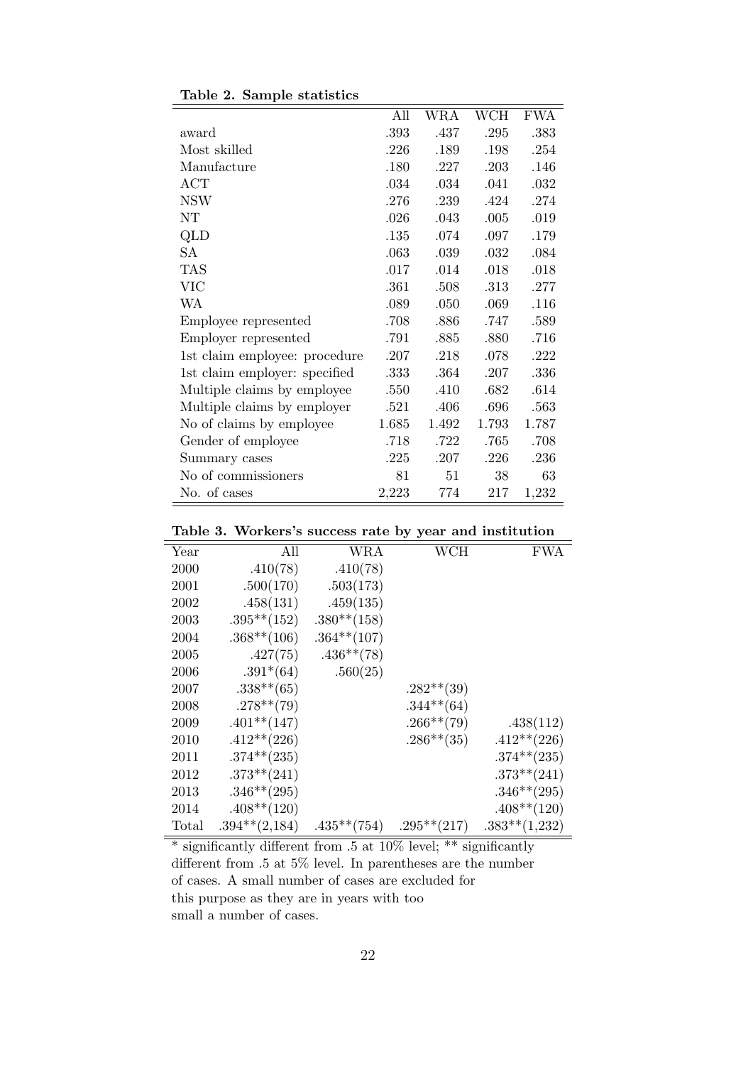**Table 2. Sample statistics**

| | All | WRA | WCH | FWA |
|---|---|---|---|---|
| award | .393 | .437 | .295 | .383 |
| Most skilled | .226 | .189 | .198 | .254 |
| Manufacture | .180 | .227 | .203 | .146 |
| ACT | .034 | .034 | .041 | .032 |
| NSW | .276 | .239 | .424 | .274 |
| NT | .026 | .043 | .005 | .019 |
| QLD | .135 | .074 | .097 | .179 |
| SA | .063 | .039 | .032 | .084 |
| TAS | .017 | .014 | .018 | .018 |
| VIC | .361 | .508 | .313 | .277 |
| WA | .089 | .050 | .069 | .116 |
| Employee represented | .708 | .886 | .747 | .589 |
| Employer represented | .791 | .885 | .880 | .716 |
| 1st claim employee: procedure | .207 | .218 | .078 | .222 |
| 1st claim employer: specified | .333 | .364 | .207 | .336 |
| Multiple claims by employee | .550 | .410 | .682 | .614 |
| Multiple claims by employer | .521 | .406 | .696 | .563 |
| No of claims by employee | 1.685 | 1.492 | 1.793 | 1.787 |
| Gender of employee | .718 | .722 | .765 | .708 |
| Summary cases | .225 | .207 | .226 | .236 |
| No of commissioners | 81 | 51 | 38 | 63 |
| No. of cases | 2,223 | 774 | 217 | 1,232 |

**Table 3. Workers's success rate by year and institution**

| Year | All | WRA | WCH | FWA |
|---|---|---|---|---|
| 2000 | .410(78) | .410(78) | | |
| 2001 | .500(170) | .503(173) | | |
| 2002 | .458(131) | .459(135) | | |
| 2003 | .395**(152) | .380**(158) | | |
| 2004 | .368**(106) | .364**(107) | | |
| 2005 | .427(75) | .436**(78) | | |
| 2006 | .391*(64) | .560(25) | | |
| 2007 | .338**(65) | | .282**(39) | |
| 2008 | .278**(79) | | .344**(64) | |
| 2009 | .401**(147) | | .266**(79) | .438(112) |
| 2010 | .412**(226) | | .286**(35) | .412**(226) |
| 2011 | .374**(235) | | | .374**(235) |
| 2012 | .373**(241) | | | .373**(241) |
| 2013 | .346**(295) | | | .346**(295) |
| 2014 | .408**(120) | | | .408**(120) |
| Total | .394**(2,184) | .435**(754) | .295**(217) | .383**(1,232) |

* significantly different from .5 at 10% level; ** significantly different from .5 at 5% level. In parentheses are the number of cases. A small number of cases are excluded for this purpose as they are in years with too small a number of cases.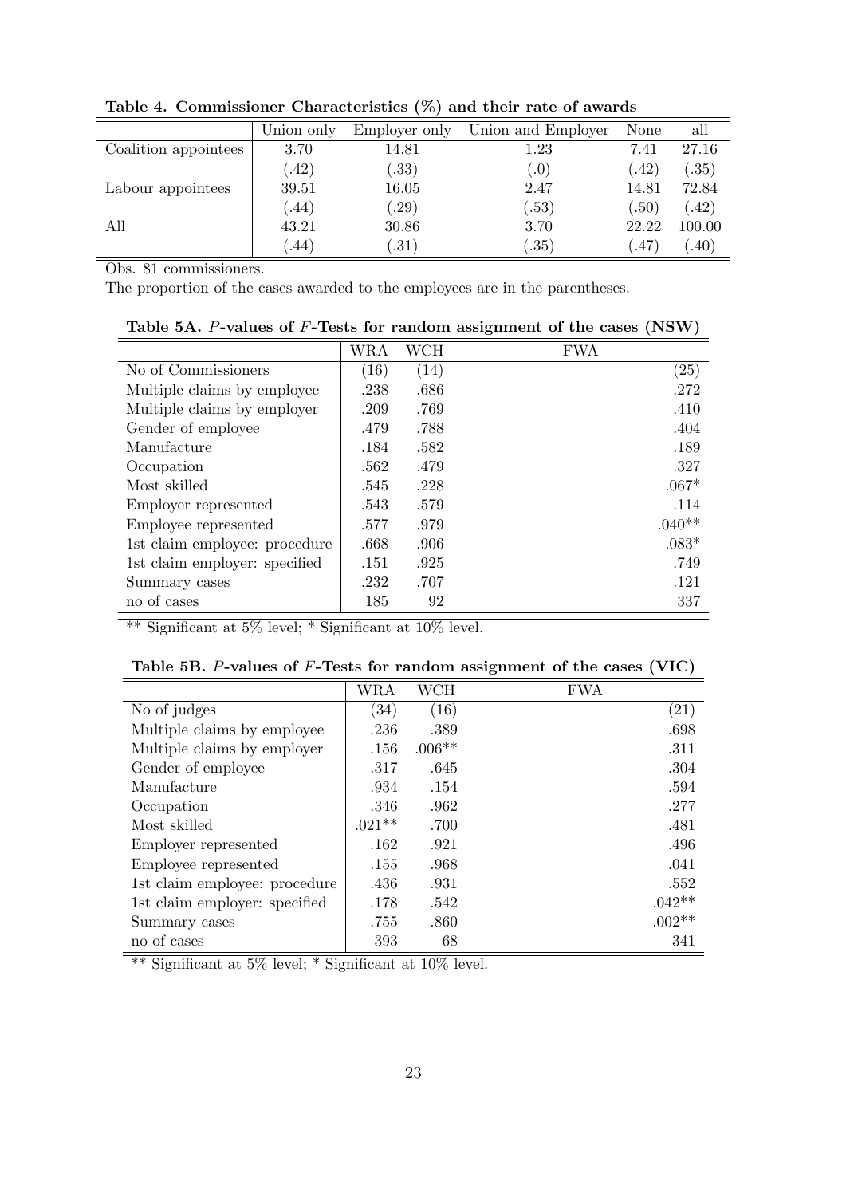**Table 4. Commissioner Characteristics (%) and their rate of awards**

| | Union only | Employer only | Union and Employer | None | all |
|---|---|---|---|---|---|
| Coalition appointees | 3.70 | 14.81 | 1.23 | 7.41 | 27.16 |
| | (.42) | (.33) | (.0) | (.42) | (.35) |
| Labour appointees | 39.51 | 16.05 | 2.47 | 14.81 | 72.84 |
| | (.44) | (.29) | (.53) | (.50) | (.42) |
| All | 43.21 | 30.86 | 3.70 | 22.22 | 100.00 |
| | (.44) | (.31) | (.35) | (.47) | (.40) |

Obs. 81 commissioners.

The proportion of the cases awarded to the employees are in the parentheses.

**Table 5A. $P$-values of $F$-Tests for random assignment of the cases (NSW)**

| | WRA | WCH | FWA |
|---|---|---|---|
| No of Commissioners | (16) | (14) | (25) |
| Multiple claims by employee | .238 | .686 | .272 |
| Multiple claims by employer | .209 | .769 | .410 |
| Gender of employee | .479 | .788 | .404 |
| Manufacture | .184 | .582 | .189 |
| Occupation | .562 | .479 | .327 |
| Most skilled | .545 | .228 | .067* |
| Employer represented | .543 | .579 | .114 |
| Employee represented | .577 | .979 | .040** |
| 1st claim employee: procedure | .668 | .906 | .083* |
| 1st claim employer: specified | .151 | .925 | .749 |
| Summary cases | .232 | .707 | .121 |
| no of cases | 185 | 92 | 337 |

** Significant at 5% level; * Significant at 10% level.

**Table 5B. $P$-values of $F$-Tests for random assignment of the cases (VIC)**

| | WRA | WCH | FWA |
|---|---|---|---|
| No of judges | (34) | (16) | (21) |
| Multiple claims by employee | .236 | .389 | .698 |
| Multiple claims by employer | .156 | .006** | .311 |
| Gender of employee | .317 | .645 | .304 |
| Manufacture | .934 | .154 | .594 |
| Occupation | .346 | .962 | .277 |
| Most skilled | .021** | .700 | .481 |
| Employer represented | .162 | .921 | .496 |
| Employee represented | .155 | .968 | .041 |
| 1st claim employee: procedure | .436 | .931 | .552 |
| 1st claim employer: specified | .178 | .542 | .042** |
| Summary cases | .755 | .860 | .002** |
| no of cases | 393 | 68 | 341 |

** Significant at 5% level; * Significant at 10% level.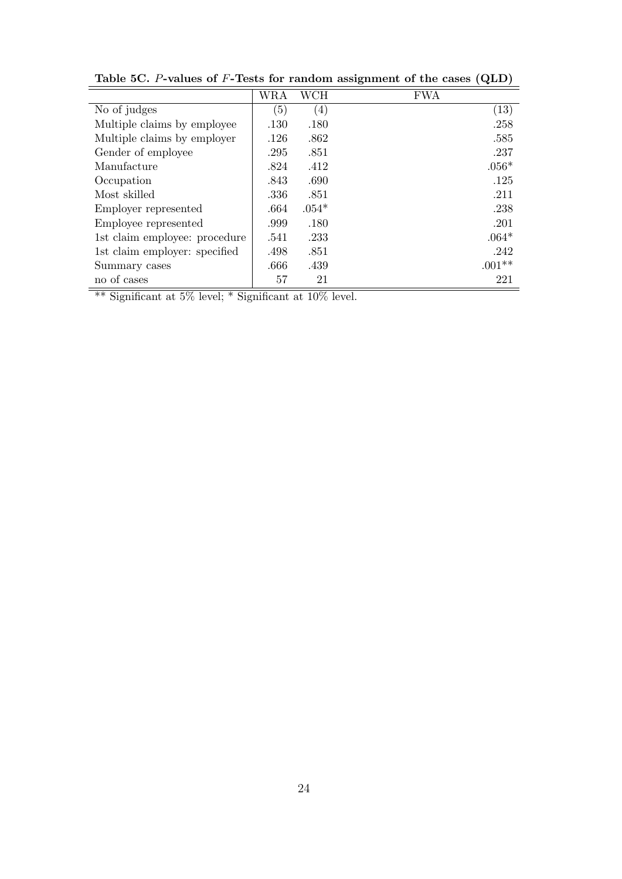**Table 5C. $P$-values of $F$-Tests for random assignment of the cases (QLD)**

| | WRA | WCH | FWA |
|---|---|---|---|
| No of judges | (5) | (4) | (13) |
| Multiple claims by employee | .130 | .180 | .258 |
| Multiple claims by employer | .126 | .862 | .585 |
| Gender of employee | .295 | .851 | .237 |
| Manufacture | .824 | .412 | .056* |
| Occupation | .843 | .690 | .125 |
| Most skilled | .336 | .851 | .211 |
| Employer represented | .664 | .054* | .238 |
| Employee represented | .999 | .180 | .201 |
| 1st claim employee: procedure | .541 | .233 | .064* |
| 1st claim employer: specified | .498 | .851 | .242 |
| Summary cases | .666 | .439 | .001** |
| no of cases | 57 | 21 | 221 |

** Significant at 5% level; * Significant at 10% level.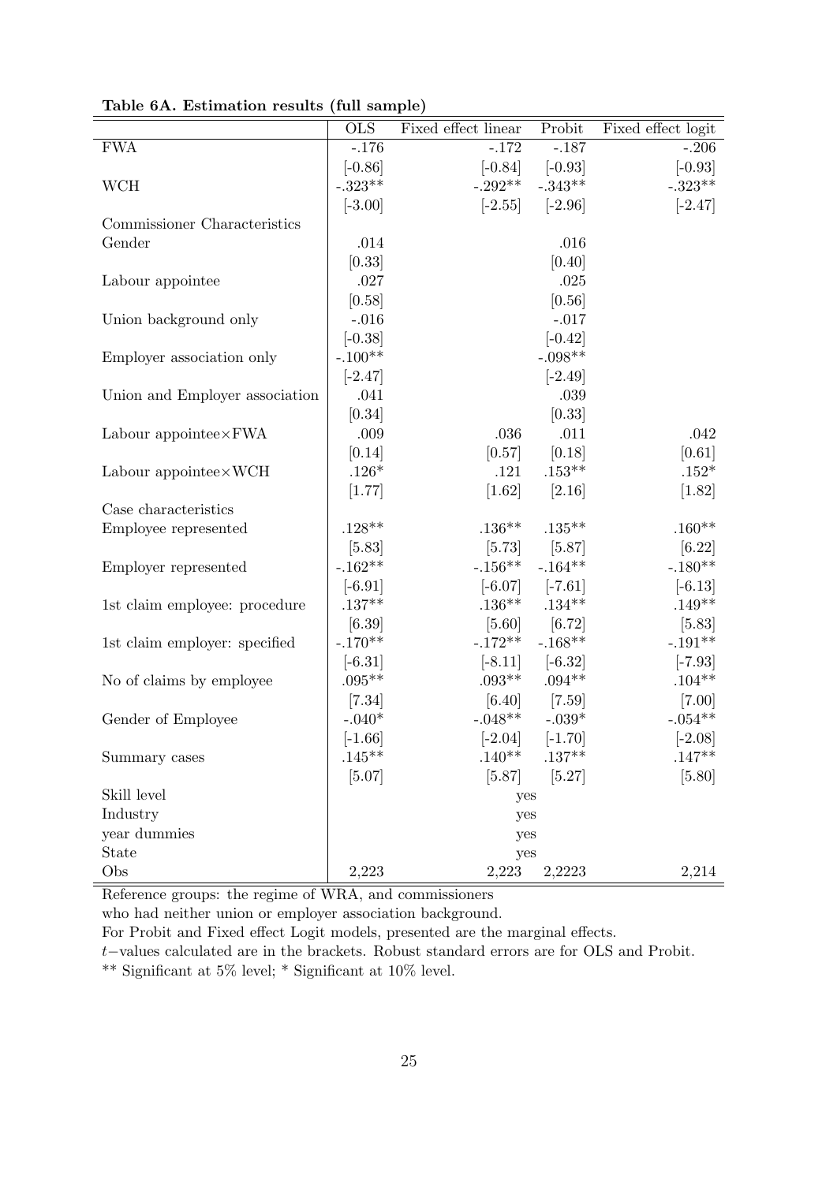**Table 6A. Estimation results (full sample)**

| | OLS | Fixed effect linear | Probit | Fixed effect logit |
|---|---|---|---|---|
| FWA | -.176 | -.172 | -.187 | -.206 |
| | [-0.86] | [-0.84] | [-0.93] | [-0.93] |
| WCH | -.323** | -.292** | -.343** | -.323** |
| | [-3.00] | [-2.55] | [-2.96] | [-2.47] |
| Commissioner Characteristics | | | | |
| Gender | .014 | | .016 | |
| | [0.33] | | [0.40] | |
| Labour appointee | .027 | | .025 | |
| | [0.58] | | [0.56] | |
| Union background only | -.016 | | -.017 | |
| | [-0.38] | | [-0.42] | |
| Employer association only | -.100** | | -.098** | |
| | [-2.47] | | [-2.49] | |
| Union and Employer association | .041 | | .039 | |
| | [0.34] | | [0.33] | |
| Labour appointee×FWA | .009 | .036 | .011 | .042 |
| | [0.14] | [0.57] | [0.18] | [0.61] |
| Labour appointee×WCH | .126* | .121 | .153** | .152* |
| | [1.77] | [1.62] | [2.16] | [1.82] |
| Case characteristics | | | | |
| Employee represented | .128** | .136** | .135** | .160** |
| | [5.83] | [5.73] | [5.87] | [6.22] |
| Employer represented | -.162** | -.156** | -.164** | -.180** |
| | [-6.91] | [-6.07] | [-7.61] | [-6.13] |
| 1st claim employee: procedure | .137** | .136** | .134** | .149** |
| | [6.39] | [5.60] | [6.72] | [5.83] |
| 1st claim employer: specified | -.170** | -.172** | -.168** | -.191** |
| | [-6.31] | [-8.11] | [-6.32] | [-7.93] |
| No of claims by employee | .095** | .093** | .094** | .104** |
| | [7.34] | [6.40] | [7.59] | [7.00] |
| Gender of Employee | -.040* | -.048** | -.039* | -.054** |
| | [-1.66] | [-2.04] | [-1.70] | [-2.08] |
| Summary cases | .145** | .140** | .137** | .147** |
| | [5.07] | [5.87] | [5.27] | [5.80] |
| Skill level | | yes | | |
| Industry | | yes | | |
| year dummies | | yes | | |
| State | | yes | | |
| Obs | 2,223 | 2,223 | 2,2223 | 2,214 |

Reference groups: the regime of WRA, and commissioners who had neither union or employer association background.

For Probit and Fixed effect Logit models, presented are the marginal effects.

$t-$values calculated are in the brackets. Robust standard errors are for OLS and Probit.

** Significant at 5% level; * Significant at 10% level.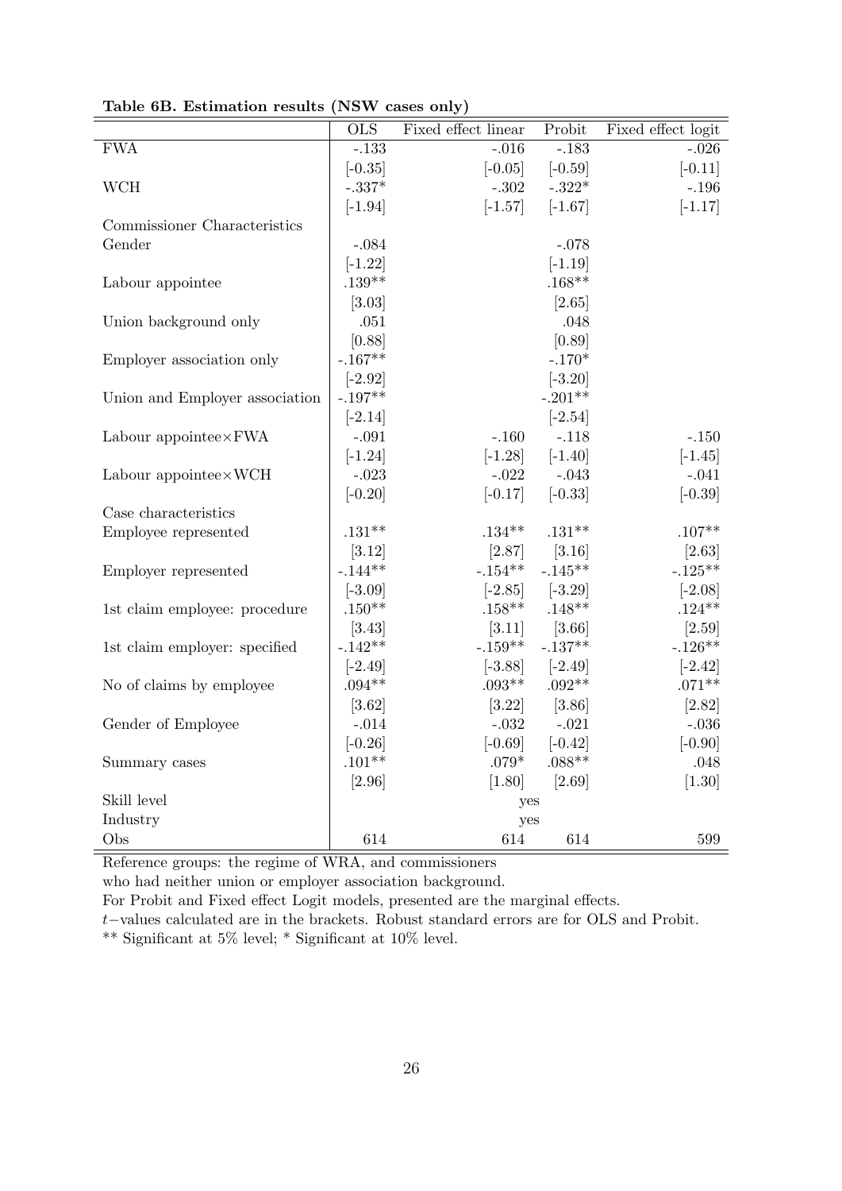**Table 6B. Estimation results (NSW cases only)**

| | OLS | Fixed effect linear | Probit | Fixed effect logit |
|---|---|---|---|---|
| FWA | -.133 | -.016 | -.183 | -.026 |
| | [-0.35] | [-0.05] | [-0.59] | [-0.11] |
| WCH | -.337* | -.302 | -.322* | -.196 |
| | [-1.94] | [-1.57] | [-1.67] | [-1.17] |
| Commissioner Characteristics | | | | |
| Gender | -.084 | | -.078 | |
| | [-1.22] | | [-1.19] | |
| Labour appointee | .139** | | .168** | |
| | [3.03] | | [2.65] | |
| Union background only | .051 | | .048 | |
| | [0.88] | | [0.89] | |
| Employer association only | -.167** | | -.170* | |
| | [-2.92] | | [-3.20] | |
| Union and Employer association | -.197** | | -.201** | |
| | [-2.14] | | [-2.54] | |
| Labour appointee×FWA | -.091 | -.160 | -.118 | -.150 |
| | [-1.24] | [-1.28] | [-1.40] | [-1.45] |
| Labour appointee×WCH | -.023 | -.022 | -.043 | -.041 |
| | [-0.20] | [-0.17] | [-0.33] | [-0.39] |
| Case characteristics | | | | |
| Employee represented | .131** | .134** | .131** | .107** |
| | [3.12] | [2.87] | [3.16] | [2.63] |
| Employer represented | -.144** | -.154** | -.145** | -.125** |
| | [-3.09] | [-2.85] | [-3.29] | [-2.08] |
| 1st claim employee: procedure | .150** | .158** | .148** | .124** |
| | [3.43] | [3.11] | [3.66] | [2.59] |
| 1st claim employer: specified | -.142** | -.159** | -.137** | -.126** |
| | [-2.49] | [-3.88] | [-2.49] | [-2.42] |
| No of claims by employee | .094** | .093** | .092** | .071** |
| | [3.62] | [3.22] | [3.86] | [2.82] |
| Gender of Employee | -.014 | -.032 | -.021 | -.036 |
| | [-0.26] | [-0.69] | [-0.42] | [-0.90] |
| Summary cases | .101** | .079* | .088** | .048 |
| | [2.96] | [1.80] | [2.69] | [1.30] |
| Skill level | | yes | | |
| Industry | | yes | | |
| Obs | 614 | 614 | 614 | 599 |

Reference groups: the regime of WRA, and commissioners who had neither union or employer association background.

For Probit and Fixed effect Logit models, presented are the marginal effects.

$t-$values calculated are in the brackets. Robust standard errors are for OLS and Probit.

** Significant at 5% level; * Significant at 10% level.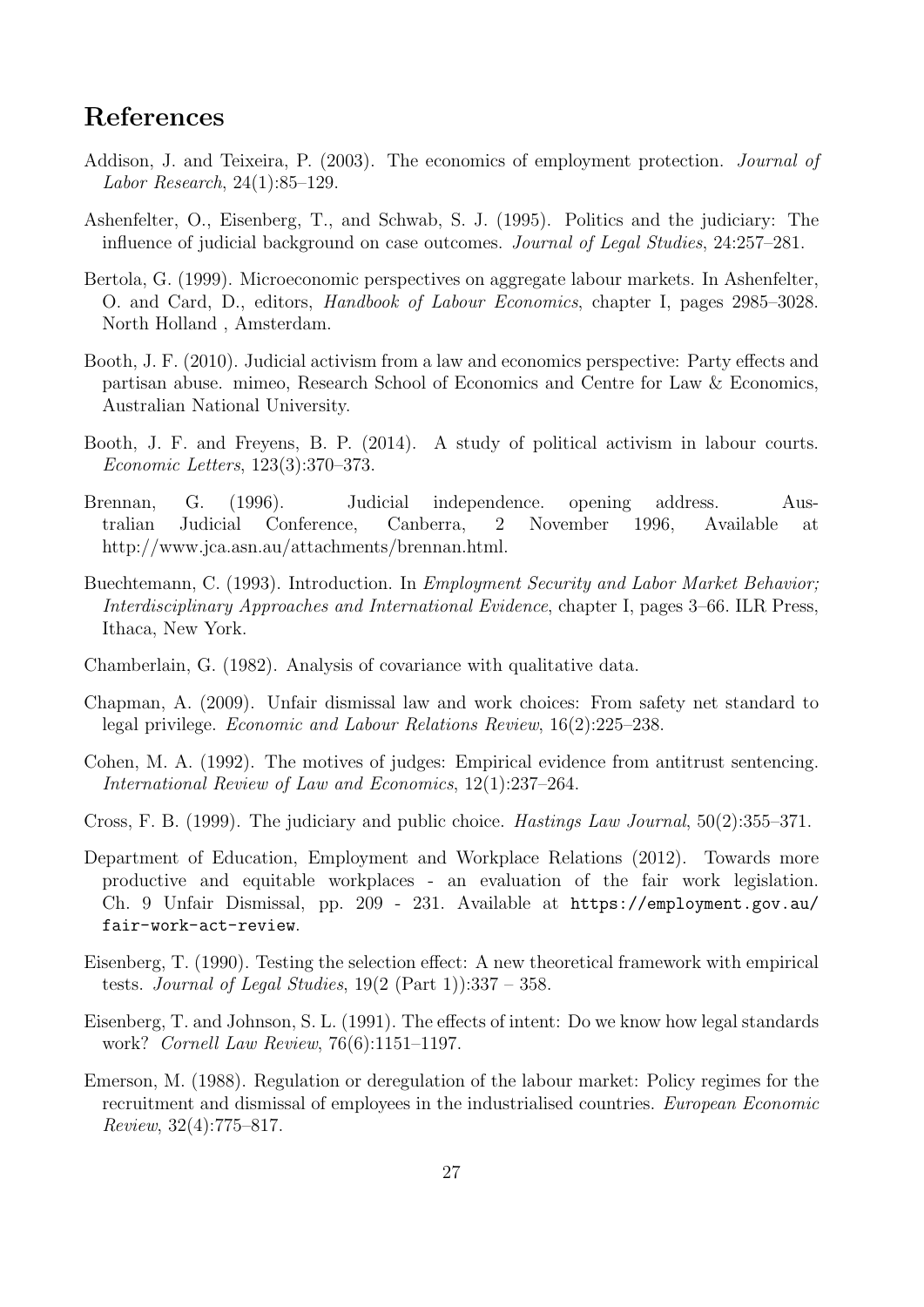# References

Addison, J. and Teixeira, P. (2003). The economics of employment protection. *Journal of Labor Research*, 24(1):85–129.

Ashenfelter, O., Eisenberg, T., and Schwab, S. J. (1995). Politics and the judiciary: The influence of judicial background on case outcomes. *Journal of Legal Studies*, 24:257–281.

Bertola, G. (1999). Microeconomic perspectives on aggregate labour markets. In Ashenfelter, O. and Card, D., editors, *Handbook of Labour Economics*, chapter I, pages 2985–3028. North Holland , Amsterdam.

Booth, J. F. (2010). Judicial activism from a law and economics perspective: Party effects and partisan abuse. mimeo, Research School of Economics and Centre for Law & Economics, Australian National University.

Booth, J. F. and Freyens, B. P. (2014). A study of political activism in labour courts. *Economic Letters*, 123(3):370–373.

Brennan, G. (1996). Judicial independence. opening address. Australian Judicial Conference, Canberra, 2 November 1996, Available at http://www.jca.asn.au/attachments/brennan.html.

Buechtemann, C. (1993). Introduction. In *Employment Security and Labor Market Behavior; Interdisciplinary Approaches and International Evidence*, chapter I, pages 3–66. ILR Press, Ithaca, New York.

Chamberlain, G. (1982). Analysis of covariance with qualitative data.

Chapman, A. (2009). Unfair dismissal law and work choices: From safety net standard to legal privilege. *Economic and Labour Relations Review*, 16(2):225–238.

Cohen, M. A. (1992). The motives of judges: Empirical evidence from antitrust sentencing. *International Review of Law and Economics*, 12(1):237–264.

Cross, F. B. (1999). The judiciary and public choice. *Hastings Law Journal*, 50(2):355–371.

Department of Education, Employment and Workplace Relations (2012). Towards more productive and equitable workplaces - an evaluation of the fair work legislation. Ch. 9 Unfair Dismissal, pp. 209 - 231. Available at `https://employment.gov.au/fair-work-act-review`.

Eisenberg, T. (1990). Testing the selection effect: A new theoretical framework with empirical tests. *Journal of Legal Studies*, 19(2 (Part 1)):337 – 358.

Eisenberg, T. and Johnson, S. L. (1991). The effects of intent: Do we know how legal standards work? *Cornell Law Review*, 76(6):1151–1197.

Emerson, M. (1988). Regulation or deregulation of the labour market: Policy regimes for the recruitment and dismissal of employees in the industrialised countries. *European Economic Review*, 32(4):775–817.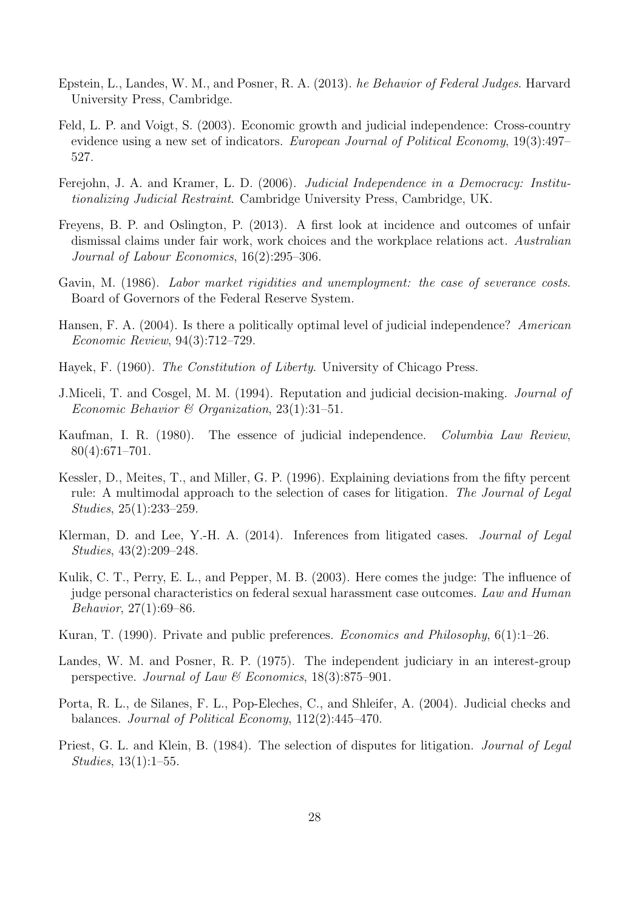Epstein, L., Landes, W. M., and Posner, R. A. (2013). *he Behavior of Federal Judges*. Harvard University Press, Cambridge.

Feld, L. P. and Voigt, S. (2003). Economic growth and judicial independence: Cross-country evidence using a new set of indicators. *European Journal of Political Economy*, 19(3):497–527.

Ferejohn, J. A. and Kramer, L. D. (2006). *Judicial Independence in a Democracy: Institutionalizing Judicial Restraint*. Cambridge University Press, Cambridge, UK.

Freyens, B. P. and Oslington, P. (2013). A first look at incidence and outcomes of unfair dismissal claims under fair work, work choices and the workplace relations act. *Australian Journal of Labour Economics*, 16(2):295–306.

Gavin, M. (1986). *Labor market rigidities and unemployment: the case of severance costs*. Board of Governors of the Federal Reserve System.

Hansen, F. A. (2004). Is there a politically optimal level of judicial independence? *American Economic Review*, 94(3):712–729.

Hayek, F. (1960). *The Constitution of Liberty*. University of Chicago Press.

J.Miceli, T. and Cosgel, M. M. (1994). Reputation and judicial decision-making. *Journal of Economic Behavior & Organization*, 23(1):31–51.

Kaufman, I. R. (1980). The essence of judicial independence. *Columbia Law Review*, 80(4):671–701.

Kessler, D., Meites, T., and Miller, G. P. (1996). Explaining deviations from the fifty percent rule: A multimodal approach to the selection of cases for litigation. *The Journal of Legal Studies*, 25(1):233–259.

Klerman, D. and Lee, Y.-H. A. (2014). Inferences from litigated cases. *Journal of Legal Studies*, 43(2):209–248.

Kulik, C. T., Perry, E. L., and Pepper, M. B. (2003). Here comes the judge: The influence of judge personal characteristics on federal sexual harassment case outcomes. *Law and Human Behavior*, 27(1):69–86.

Kuran, T. (1990). Private and public preferences. *Economics and Philosophy*, 6(1):1–26.

Landes, W. M. and Posner, R. P. (1975). The independent judiciary in an interest-group perspective. *Journal of Law & Economics*, 18(3):875–901.

Porta, R. L., de Silanes, F. L., Pop-Eleches, C., and Shleifer, A. (2004). Judicial checks and balances. *Journal of Political Economy*, 112(2):445–470.

Priest, G. L. and Klein, B. (1984). The selection of disputes for litigation. *Journal of Legal Studies*, 13(1):1–55.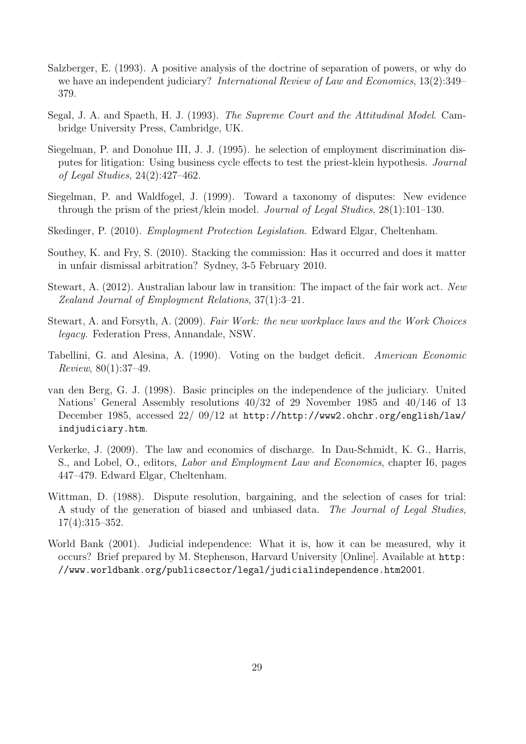Salzberger, E. (1993). A positive analysis of the doctrine of separation of powers, or why do we have an independent judiciary? *International Review of Law and Economics*, 13(2):349–379.

Segal, J. A. and Spaeth, H. J. (1993). *The Supreme Court and the Attitudinal Model*. Cambridge University Press, Cambridge, UK.

Siegelman, P. and Donohue III, J. J. (1995). he selection of employment discrimination disputes for litigation: Using business cycle effects to test the priest-klein hypothesis. *Journal of Legal Studies*, 24(2):427–462.

Siegelman, P. and Waldfogel, J. (1999). Toward a taxonomy of disputes: New evidence through the prism of the priest/klein model. *Journal of Legal Studies*, 28(1):101–130.

Skedinger, P. (2010). *Employment Protection Legislation*. Edward Elgar, Cheltenham.

Southey, K. and Fry, S. (2010). Stacking the commission: Has it occurred and does it matter in unfair dismissal arbitration? Sydney, 3-5 February 2010.

Stewart, A. (2012). Australian labour law in transition: The impact of the fair work act. *New Zealand Journal of Employment Relations*, 37(1):3–21.

Stewart, A. and Forsyth, A. (2009). *Fair Work: the new workplace laws and the Work Choices legacy*. Federation Press, Annandale, NSW.

Tabellini, G. and Alesina, A. (1990). Voting on the budget deficit. *American Economic Review*, 80(1):37–49.

van den Berg, G. J. (1998). Basic principles on the independence of the judiciary. United Nations' General Assembly resolutions 40/32 of 29 November 1985 and 40/146 of 13 December 1985, accessed 22/ 09/12 at `http://http://www2.ohchr.org/english/law/indjudiciary.htm`.

Verkerke, J. (2009). The law and economics of discharge. In Dau-Schmidt, K. G., Harris, S., and Lobel, O., editors, *Labor and Employment Law and Economics*, chapter I6, pages 447–479. Edward Elgar, Cheltenham.

Wittman, D. (1988). Dispute resolution, bargaining, and the selection of cases for trial: A study of the generation of biased and unbiased data. *The Journal of Legal Studies*, 17(4):315–352.

World Bank (2001). Judicial independence: What it is, how it can be measured, why it occurs? Brief prepared by M. Stephenson, Harvard University [Online]. Available at `http://www.worldbank.org/publicsector/legal/judicialindependence.htm2001`.